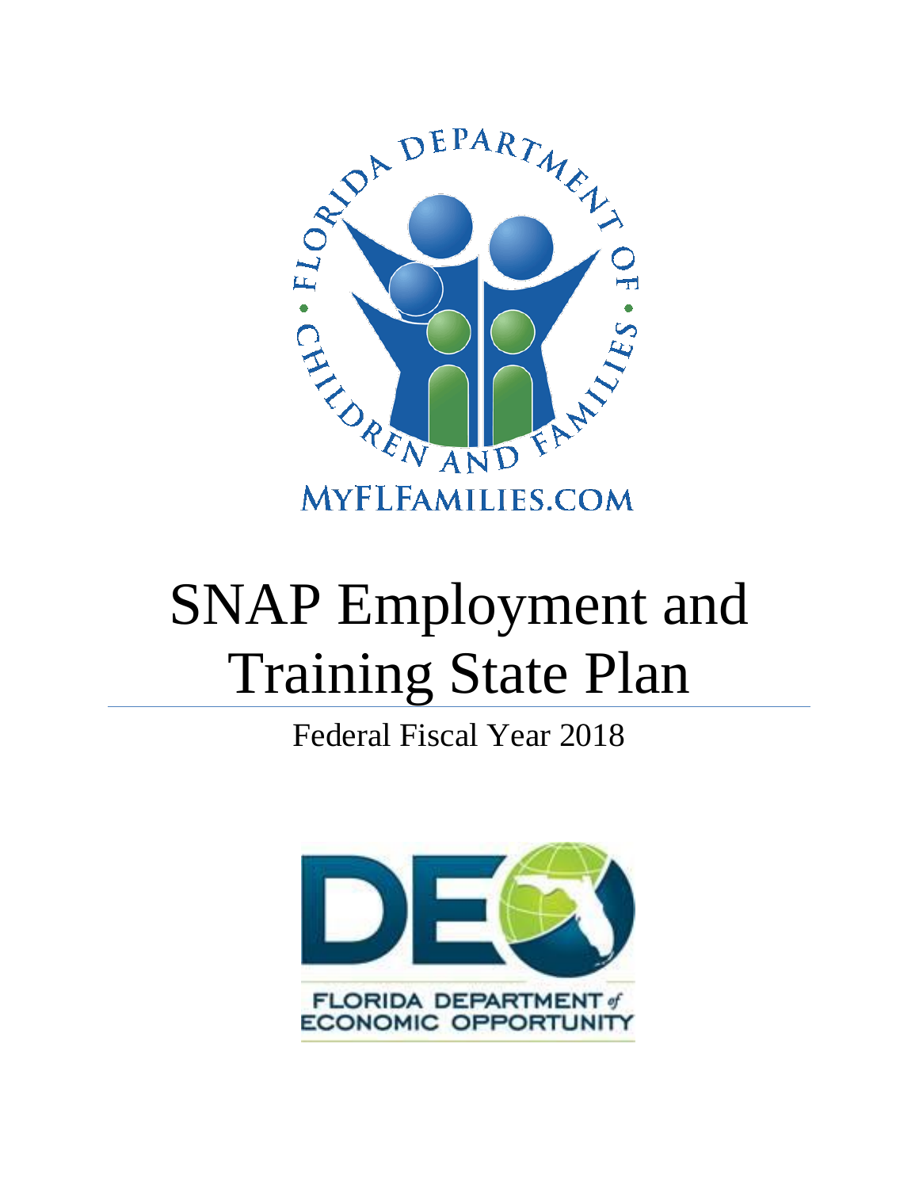# SNAP Employment and Training State Plan

Federal Fiscal Year 2018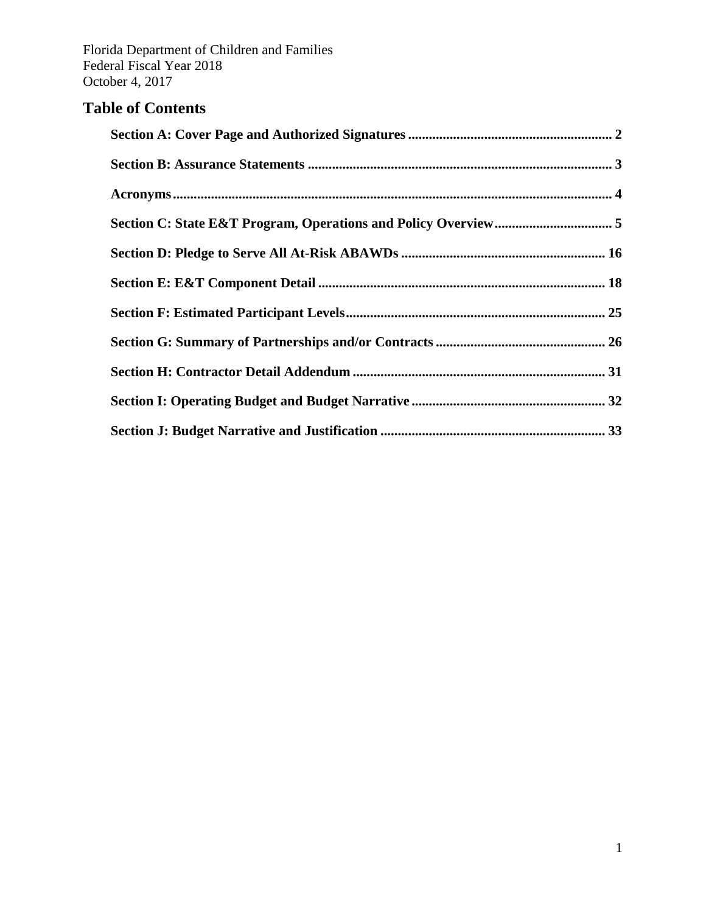Florida Department of Children and Families
Federal Fiscal Year 2018
October 4, 2017

## Table of Contents

**Section A: Cover Page and Authorized Signatures** .......... 2

**Section B: Assurance Statements** .......... 3

**Acronyms** .......... 4

**Section C: State E&T Program, Operations and Policy Overview** .......... 5

**Section D: Pledge to Serve All At-Risk ABAWDs** .......... 16

**Section E: E&T Component Detail** .......... 18

**Section F: Estimated Participant Levels** .......... 25

**Section G: Summary of Partnerships and/or Contracts** .......... 26

**Section H: Contractor Detail Addendum** .......... 31

**Section I: Operating Budget and Budget Narrative** .......... 32

**Section J: Budget Narrative and Justification** .......... 33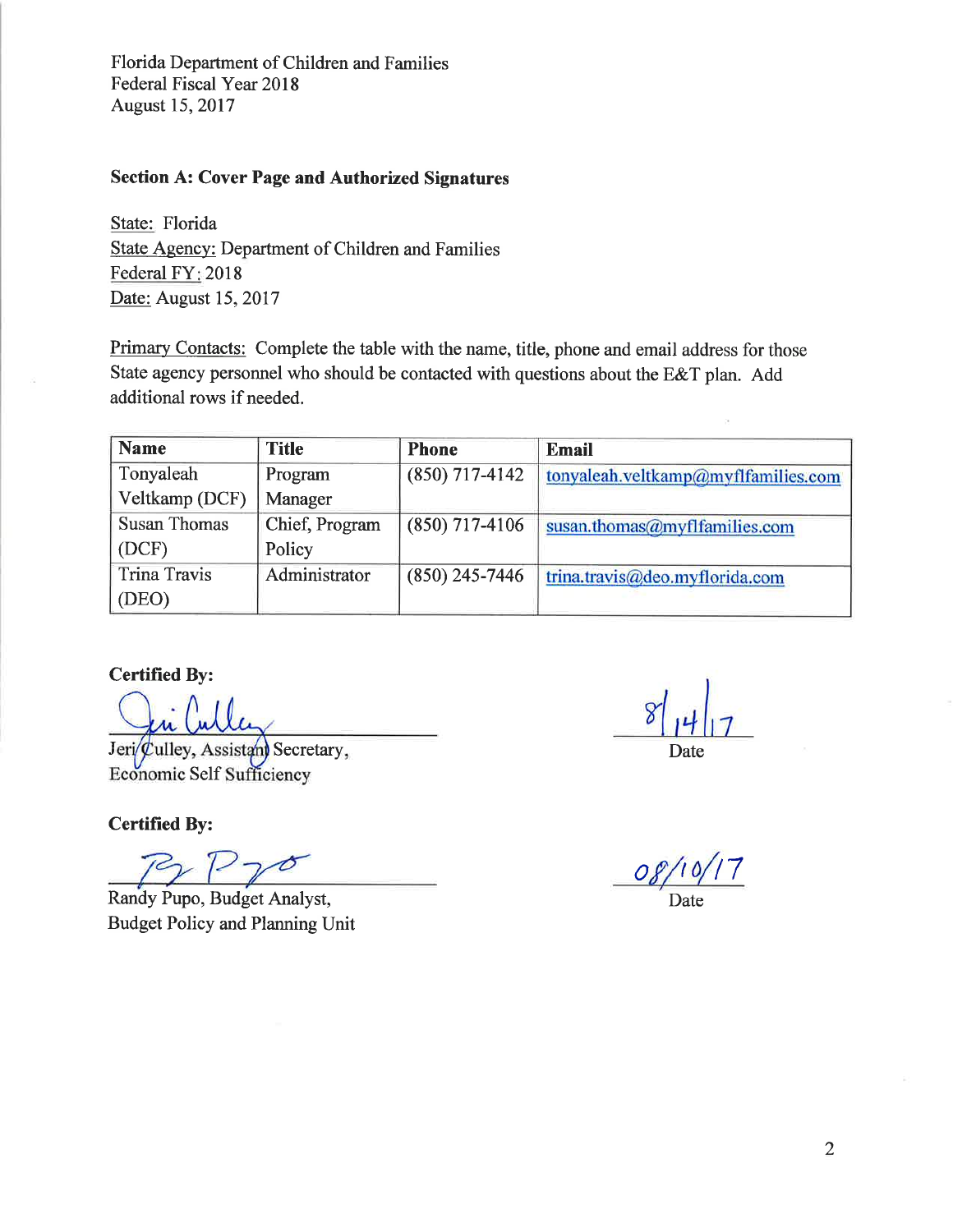Florida Department of Children and Families
Federal Fiscal Year 2018
August 15, 2017

### Section A: Cover Page and Authorized Signatures

State: Florida
State Agency: Department of Children and Families
Federal FY: 2018
Date: August 15, 2017

Primary Contacts: Complete the table with the name, title, phone and email address for those State agency personnel who should be contacted with questions about the E&T plan. Add additional rows if needed.

| Name | Title | Phone | Email |
|---|---|---|---|
| Tonyaleah Veltkamp (DCF) | Program Manager | (850) 717-4142 | tonyaleah.veltkamp@myflfamilies.com |
| Susan Thomas (DCF) | Chief, Program Policy | (850) 717-4106 | susan.thomas@myflfamilies.com |
| Trina Travis (DEO) | Administrator | (850) 245-7446 | trina.travis@deo.myflorida.com |

**Certified By:**

Jeri Culley, Assistant Secretary,
Economic Self Sufficiency

8/14/17
Date

**Certified By:**

Randy Pupo, Budget Analyst,
Budget Policy and Planning Unit

08/10/17
Date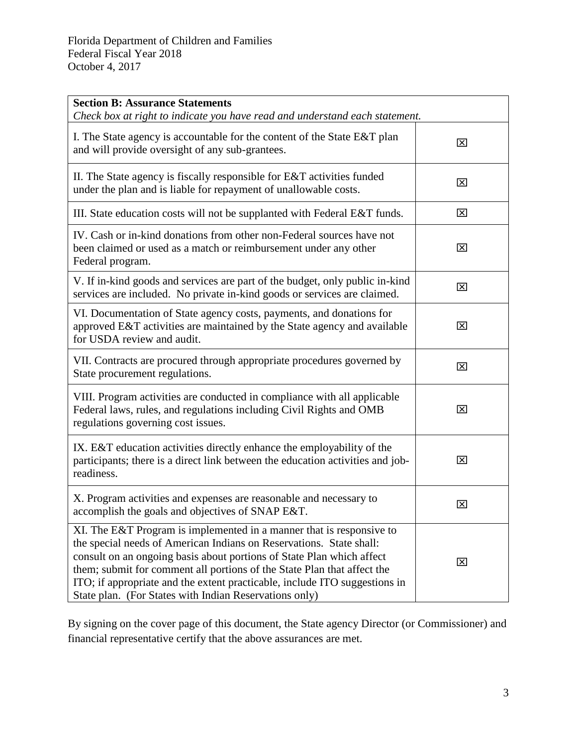Florida Department of Children and Families
Federal Fiscal Year 2018
October 4, 2017

| **Section B: Assurance Statements** *Check box at right to indicate you have read and understand each statement.* | |
|---|---|
| I. The State agency is accountable for the content of the State E&T plan and will provide oversight of any sub-grantees. | ☒ |
| II. The State agency is fiscally responsible for E&T activities funded under the plan and is liable for repayment of unallowable costs. | ☒ |
| III. State education costs will not be supplanted with Federal E&T funds. | ☒ |
| IV. Cash or in-kind donations from other non-Federal sources have not been claimed or used as a match or reimbursement under any other Federal program. | ☒ |
| V. If in-kind goods and services are part of the budget, only public in-kind services are included. No private in-kind goods or services are claimed. | ☒ |
| VI. Documentation of State agency costs, payments, and donations for approved E&T activities are maintained by the State agency and available for USDA review and audit. | ☒ |
| VII. Contracts are procured through appropriate procedures governed by State procurement regulations. | ☒ |
| VIII. Program activities are conducted in compliance with all applicable Federal laws, rules, and regulations including Civil Rights and OMB regulations governing cost issues. | ☒ |
| IX. E&T education activities directly enhance the employability of the participants; there is a direct link between the education activities and job-readiness. | ☒ |
| X. Program activities and expenses are reasonable and necessary to accomplish the goals and objectives of SNAP E&T. | ☒ |
| XI. The E&T Program is implemented in a manner that is responsive to the special needs of American Indians on Reservations. State shall: consult on an ongoing basis about portions of State Plan which affect them; submit for comment all portions of the State Plan that affect the ITO; if appropriate and the extent practicable, include ITO suggestions in State plan. (For States with Indian Reservations only) | ☒ |

By signing on the cover page of this document, the State agency Director (or Commissioner) and financial representative certify that the above assurances are met.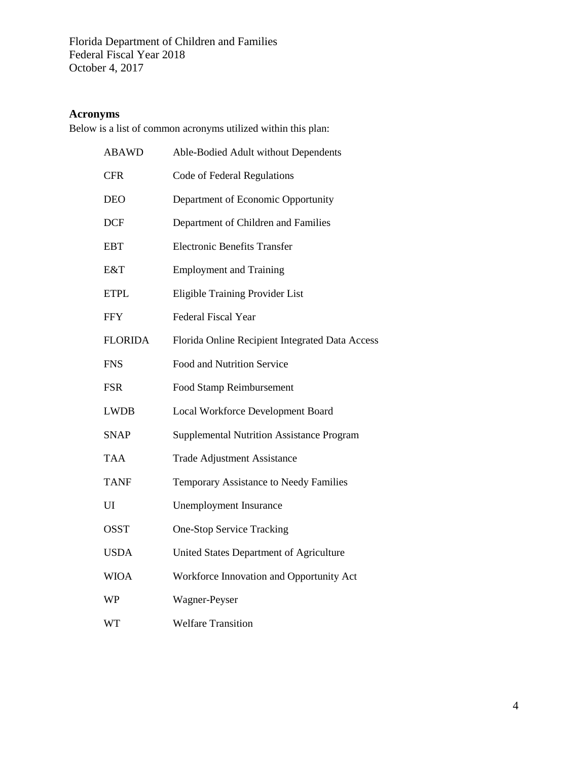### Acronyms

Below is a list of common acronyms utilized within this plan:

| | |
|---|---|
| ABAWD | Able-Bodied Adult without Dependents |
| CFR | Code of Federal Regulations |
| DEO | Department of Economic Opportunity |
| DCF | Department of Children and Families |
| EBT | Electronic Benefits Transfer |
| E&T | Employment and Training |
| ETPL | Eligible Training Provider List |
| FFY | Federal Fiscal Year |
| FLORIDA | Florida Online Recipient Integrated Data Access |
| FNS | Food and Nutrition Service |
| FSR | Food Stamp Reimbursement |
| LWDB | Local Workforce Development Board |
| SNAP | Supplemental Nutrition Assistance Program |
| TAA | Trade Adjustment Assistance |
| TANF | Temporary Assistance to Needy Families |
| UI | Unemployment Insurance |
| OSST | One-Stop Service Tracking |
| USDA | United States Department of Agriculture |
| WIOA | Workforce Innovation and Opportunity Act |
| WP | Wagner-Peyser |
| WT | Welfare Transition |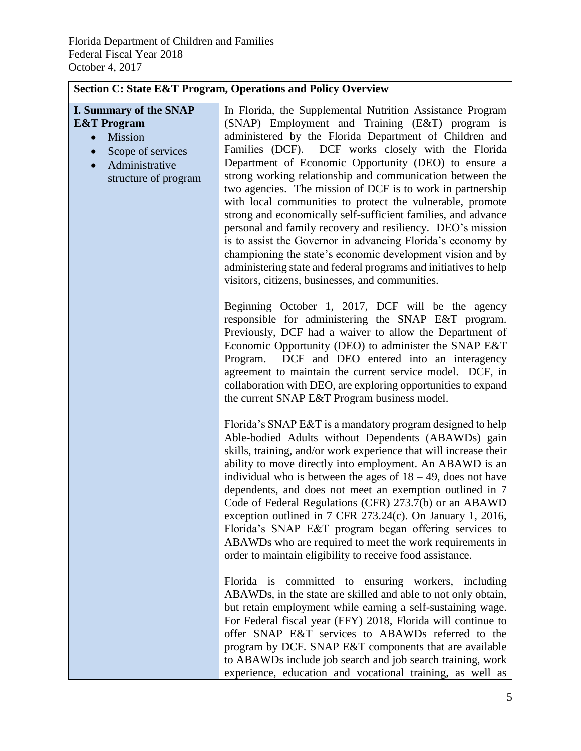| Section C: State E&T Program, Operations and Policy Overview | |
|---|---|
| **I. Summary of the SNAP E&T Program**<br>• Mission<br>• Scope of services<br>• Administrative structure of program | In Florida, the Supplemental Nutrition Assistance Program (SNAP) Employment and Training (E&T) program is administered by the Florida Department of Children and Families (DCF). DCF works closely with the Florida Department of Economic Opportunity (DEO) to ensure a strong working relationship and communication between the two agencies. The mission of DCF is to work in partnership with local communities to protect the vulnerable, promote strong and economically self-sufficient families, and advance personal and family recovery and resiliency. DEO's mission is to assist the Governor in advancing Florida's economy by championing the state's economic development vision and by administering state and federal programs and initiatives to help visitors, citizens, businesses, and communities.<br><br>Beginning October 1, 2017, DCF will be the agency responsible for administering the SNAP E&T program. Previously, DCF had a waiver to allow the Department of Economic Opportunity (DEO) to administer the SNAP E&T Program. DCF and DEO entered into an interagency agreement to maintain the current service model. DCF, in collaboration with DEO, are exploring opportunities to expand the current SNAP E&T Program business model.<br><br>Florida's SNAP E&T is a mandatory program designed to help Able-bodied Adults without Dependents (ABAWDs) gain skills, training, and/or work experience that will increase their ability to move directly into employment. An ABAWD is an individual who is between the ages of 18 – 49, does not have dependents, and does not meet an exemption outlined in 7 Code of Federal Regulations (CFR) 273.7(b) or an ABAWD exception outlined in 7 CFR 273.24(c). On January 1, 2016, Florida's SNAP E&T program began offering services to ABAWDs who are required to meet the work requirements in order to maintain eligibility to receive food assistance.<br><br>Florida is committed to ensuring workers, including ABAWDs, in the state are skilled and able to not only obtain, but retain employment while earning a self-sustaining wage. For Federal fiscal year (FFY) 2018, Florida will continue to offer SNAP E&T services to ABAWDs referred to the program by DCF. SNAP E&T components that are available to ABAWDs include job search and job search training, work experience, education and vocational training, as well as |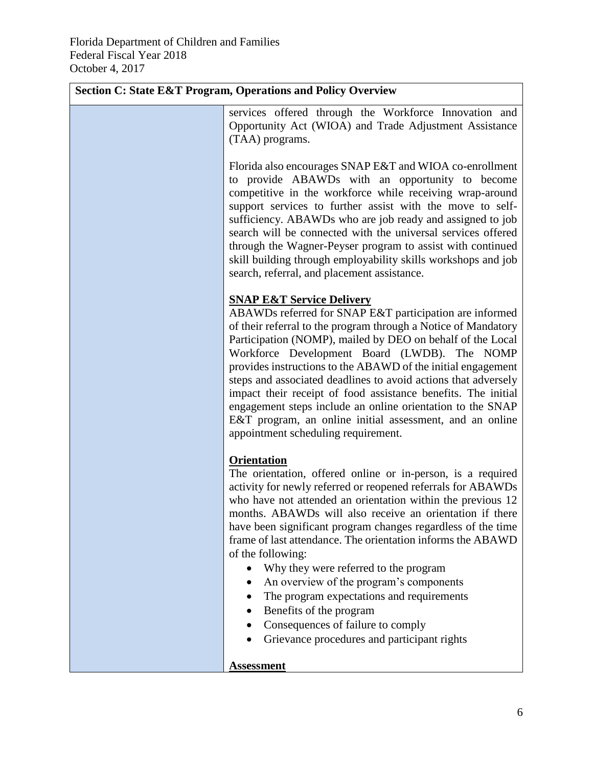| Section C: State E&T Program, Operations and Policy Overview | |
|---|---|
| | services offered through the Workforce Innovation and Opportunity Act (WIOA) and Trade Adjustment Assistance (TAA) programs.<br><br>Florida also encourages SNAP E&T and WIOA co-enrollment to provide ABAWDs with an opportunity to become competitive in the workforce while receiving wrap-around support services to further assist with the move to self-sufficiency. ABAWDs who are job ready and assigned to job search will be connected with the universal services offered through the Wagner-Peyser program to assist with continued skill building through employability skills workshops and job search, referral, and placement assistance.<br><br>**SNAP E&T Service Delivery**<br>ABAWDs referred for SNAP E&T participation are informed of their referral to the program through a Notice of Mandatory Participation (NOMP), mailed by DEO on behalf of the Local Workforce Development Board (LWDB). The NOMP provides instructions to the ABAWD of the initial engagement steps and associated deadlines to avoid actions that adversely impact their receipt of food assistance benefits. The initial engagement steps include an online orientation to the SNAP E&T program, an online initial assessment, and an online appointment scheduling requirement.<br><br>**Orientation**<br>The orientation, offered online or in-person, is a required activity for newly referred or reopened referrals for ABAWDs who have not attended an orientation within the previous 12 months. ABAWDs will also receive an orientation if there have been significant program changes regardless of the time frame of last attendance. The orientation informs the ABAWD of the following:<br>• Why they were referred to the program<br>• An overview of the program's components<br>• The program expectations and requirements<br>• Benefits of the program<br>• Consequences of failure to comply<br>• Grievance procedures and participant rights<br><br>**Assessment** |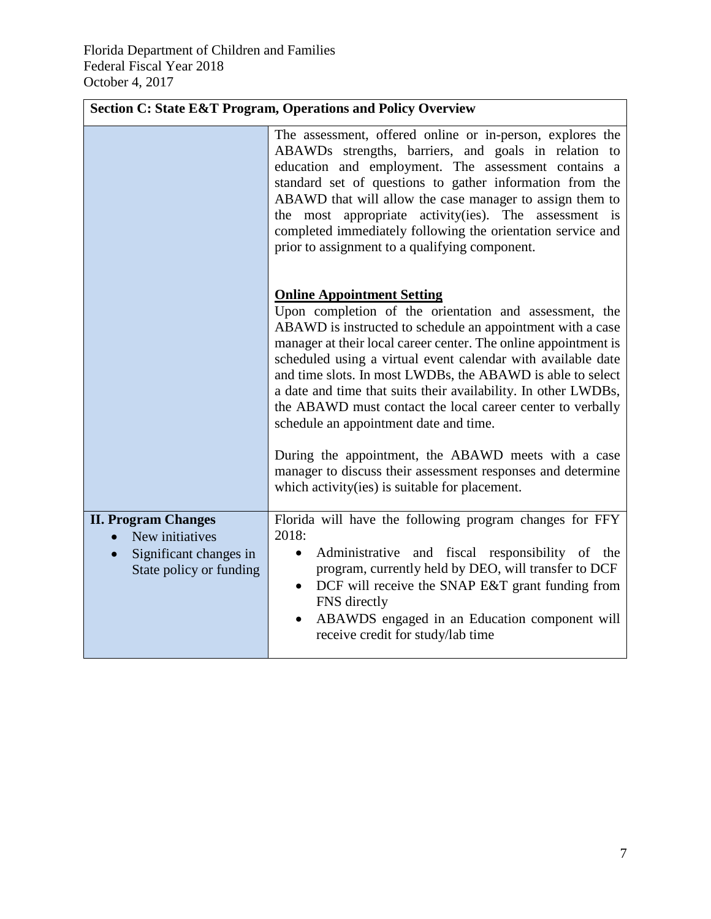| Section C: State E&T Program, Operations and Policy Overview | |
|---|---|
| | The assessment, offered online or in-person, explores the ABAWDs strengths, barriers, and goals in relation to education and employment. The assessment contains a standard set of questions to gather information from the ABAWD that will allow the case manager to assign them to the most appropriate activity(ies). The assessment is completed immediately following the orientation service and prior to assignment to a qualifying component.<br><br>**<u>Online Appointment Setting</u>**<br>Upon completion of the orientation and assessment, the ABAWD is instructed to schedule an appointment with a case manager at their local career center. The online appointment is scheduled using a virtual event calendar with available date and time slots. In most LWDBs, the ABAWD is able to select a date and time that suits their availability. In other LWDBs, the ABAWD must contact the local career center to verbally schedule an appointment date and time.<br><br>During the appointment, the ABAWD meets with a case manager to discuss their assessment responses and determine which activity(ies) is suitable for placement. |
| **II. Program Changes**<br>• New initiatives<br>• Significant changes in State policy or funding | Florida will have the following program changes for FFY 2018:<br>• Administrative and fiscal responsibility of the program, currently held by DEO, will transfer to DCF<br>• DCF will receive the SNAP E&T grant funding from FNS directly<br>• ABAWDS engaged in an Education component will receive credit for study/lab time |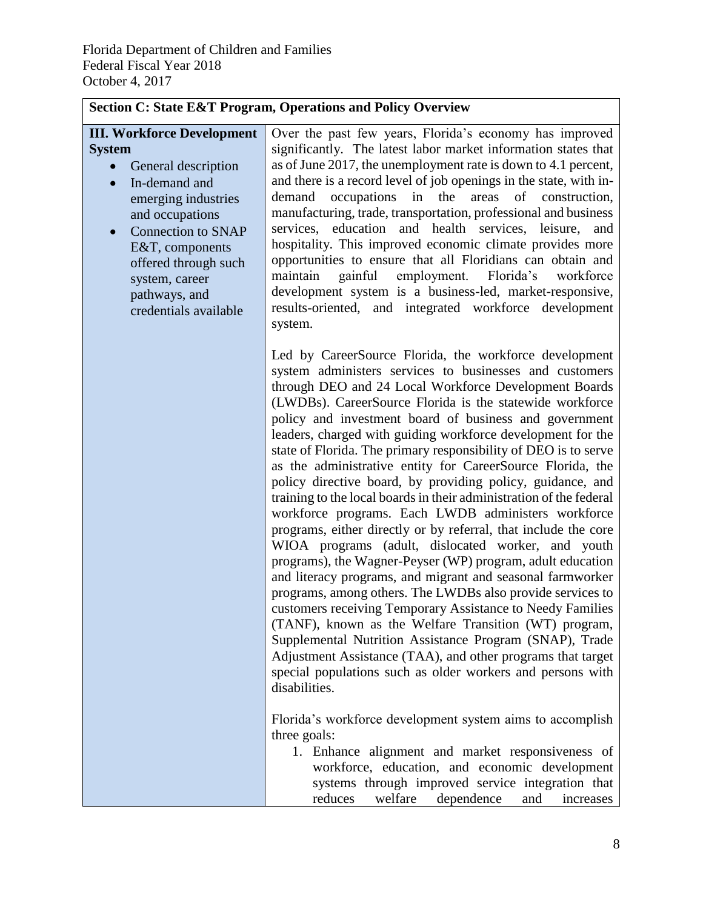Florida Department of Children and Families
Federal Fiscal Year 2018
October 4, 2017

| Section C: State E&T Program, Operations and Policy Overview | |
|---|---|
| **III. Workforce Development System**<br>• General description<br>• In-demand and emerging industries and occupations<br>• Connection to SNAP E&T, components offered through such system, career pathways, and credentials available | Over the past few years, Florida's economy has improved significantly. The latest labor market information states that as of June 2017, the unemployment rate is down to 4.1 percent, and there is a record level of job openings in the state, with in-demand occupations in the areas of construction, manufacturing, trade, transportation, professional and business services, education and health services, leisure, and hospitality. This improved economic climate provides more opportunities to ensure that all Floridians can obtain and maintain gainful employment. Florida's workforce development system is a business-led, market-responsive, results-oriented, and integrated workforce development system.<br><br>Led by CareerSource Florida, the workforce development system administers services to businesses and customers through DEO and 24 Local Workforce Development Boards (LWDBs). CareerSource Florida is the statewide workforce policy and investment board of business and government leaders, charged with guiding workforce development for the state of Florida. The primary responsibility of DEO is to serve as the administrative entity for CareerSource Florida, the policy directive board, by providing policy, guidance, and training to the local boards in their administration of the federal workforce programs. Each LWDB administers workforce programs, either directly or by referral, that include the core WIOA programs (adult, dislocated worker, and youth programs), the Wagner-Peyser (WP) program, adult education and literacy programs, and migrant and seasonal farmworker programs, among others. The LWDBs also provide services to customers receiving Temporary Assistance to Needy Families (TANF), known as the Welfare Transition (WT) program, Supplemental Nutrition Assistance Program (SNAP), Trade Adjustment Assistance (TAA), and other programs that target special populations such as older workers and persons with disabilities.<br><br>Florida's workforce development system aims to accomplish three goals:<br>1. Enhance alignment and market responsiveness of workforce, education, and economic development systems through improved service integration that reduces welfare dependence and increases |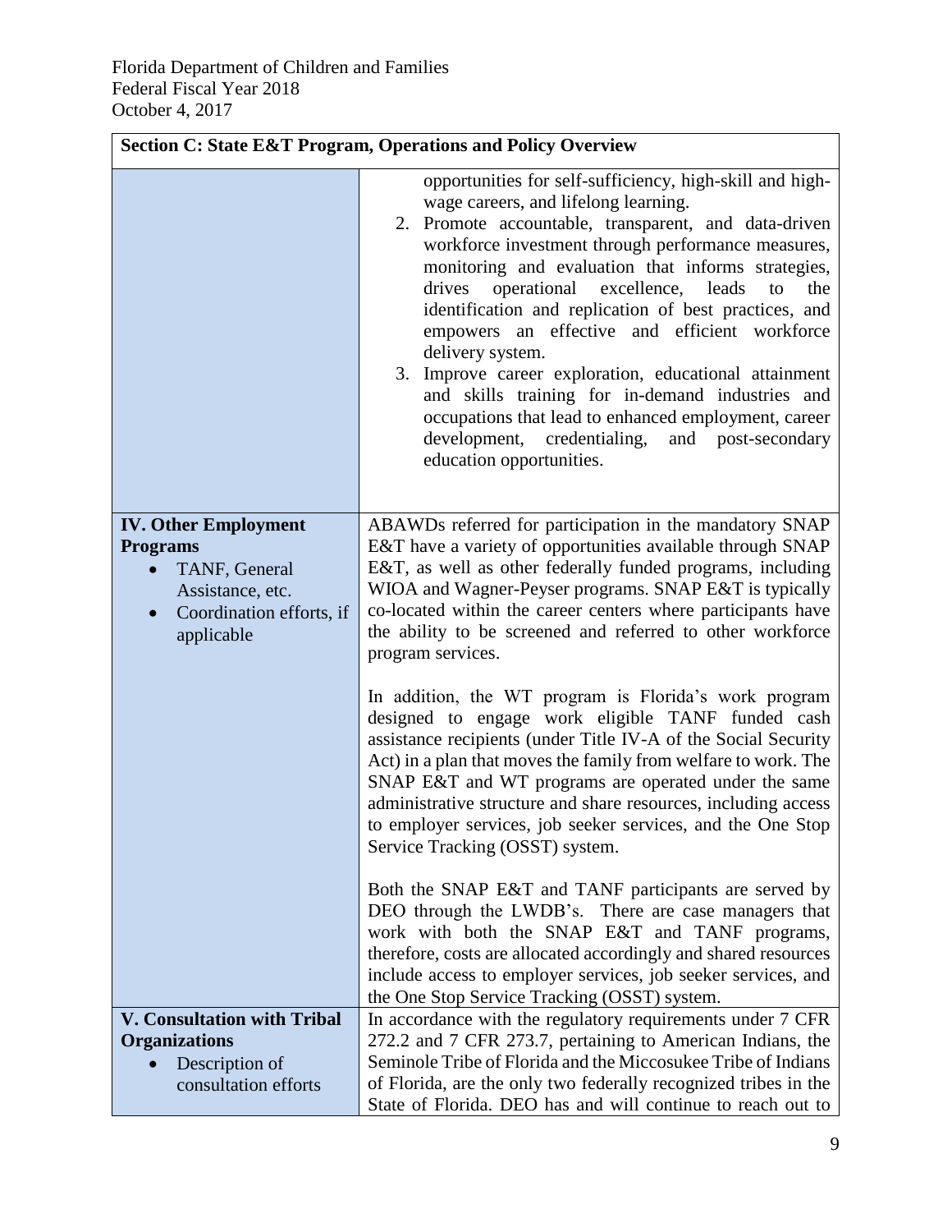| Section C: State E&T Program, Operations and Policy Overview | |
|---|---|
| | opportunities for self-sufficiency, high-skill and high-wage careers, and lifelong learning.<br>2. Promote accountable, transparent, and data-driven workforce investment through performance measures, monitoring and evaluation that informs strategies, drives operational excellence, leads to the identification and replication of best practices, and empowers an effective and efficient workforce delivery system.<br>3. Improve career exploration, educational attainment and skills training for in-demand industries and occupations that lead to enhanced employment, career development, credentialing, and post-secondary education opportunities. |
| **IV. Other Employment Programs**<br>• TANF, General Assistance, etc.<br>• Coordination efforts, if applicable | ABAWDs referred for participation in the mandatory SNAP E&T have a variety of opportunities available through SNAP E&T, as well as other federally funded programs, including WIOA and Wagner-Peyser programs. SNAP E&T is typically co-located within the career centers where participants have the ability to be screened and referred to other workforce program services.<br><br>In addition, the WT program is Florida's work program designed to engage work eligible TANF funded cash assistance recipients (under Title IV-A of the Social Security Act) in a plan that moves the family from welfare to work. The SNAP E&T and WT programs are operated under the same administrative structure and share resources, including access to employer services, job seeker services, and the One Stop Service Tracking (OSST) system.<br><br>Both the SNAP E&T and TANF participants are served by DEO through the LWDB's. There are case managers that work with both the SNAP E&T and TANF programs, therefore, costs are allocated accordingly and shared resources include access to employer services, job seeker services, and the One Stop Service Tracking (OSST) system. |
| **V. Consultation with Tribal Organizations**<br>• Description of consultation efforts | In accordance with the regulatory requirements under 7 CFR 272.2 and 7 CFR 273.7, pertaining to American Indians, the Seminole Tribe of Florida and the Miccosukee Tribe of Indians of Florida, are the only two federally recognized tribes in the State of Florida. DEO has and will continue to reach out to |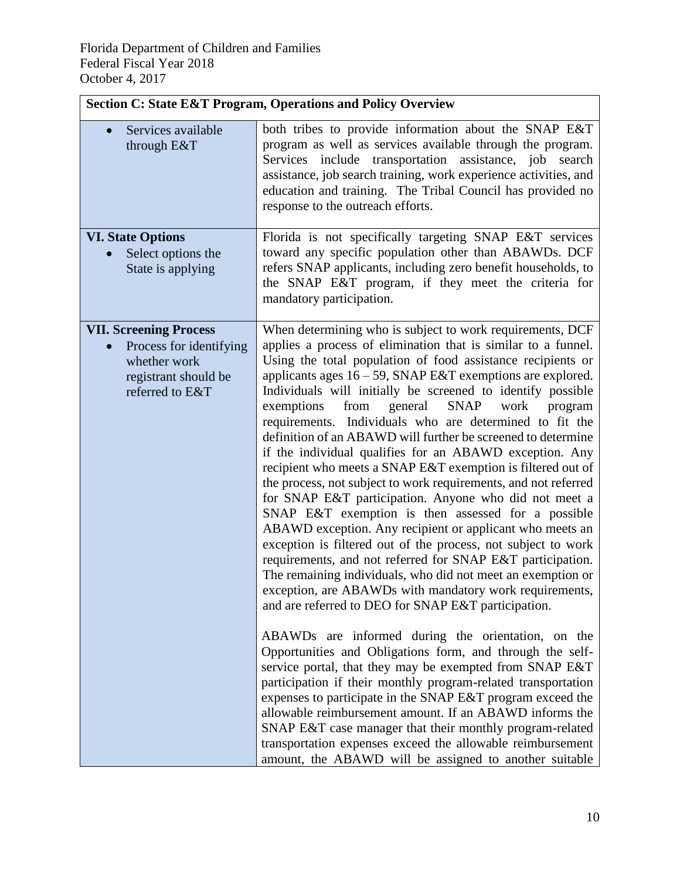| Section C: State E&T Program, Operations and Policy Overview | |
|---|---|
| • Services available through E&T | both tribes to provide information about the SNAP E&T program as well as services available through the program. Services include transportation assistance, job search assistance, job search training, work experience activities, and education and training. The Tribal Council has provided no response to the outreach efforts. |
| **VI. State Options**<br>• Select options the State is applying | Florida is not specifically targeting SNAP E&T services toward any specific population other than ABAWDs. DCF refers SNAP applicants, including zero benefit households, to the SNAP E&T program, if they meet the criteria for mandatory participation. |
| **VII. Screening Process**<br>• Process for identifying whether work registrant should be referred to E&T | When determining who is subject to work requirements, DCF applies a process of elimination that is similar to a funnel. Using the total population of food assistance recipients or applicants ages 16 – 59, SNAP E&T exemptions are explored. Individuals will initially be screened to identify possible exemptions from general SNAP work program requirements. Individuals who are determined to fit the definition of an ABAWD will further be screened to determine if the individual qualifies for an ABAWD exception. Any recipient who meets a SNAP E&T exemption is filtered out of the process, not subject to work requirements, and not referred for SNAP E&T participation. Anyone who did not meet a SNAP E&T exemption is then assessed for a possible ABAWD exception. Any recipient or applicant who meets an exception is filtered out of the process, not subject to work requirements, and not referred for SNAP E&T participation. The remaining individuals, who did not meet an exemption or exception, are ABAWDs with mandatory work requirements, and are referred to DEO for SNAP E&T participation.<br><br>ABAWDs are informed during the orientation, on the Opportunities and Obligations form, and through the self-service portal, that they may be exempted from SNAP E&T participation if their monthly program-related transportation expenses to participate in the SNAP E&T program exceed the allowable reimbursement amount. If an ABAWD informs the SNAP E&T case manager that their monthly program-related transportation expenses exceed the allowable reimbursement amount, the ABAWD will be assigned to another suitable |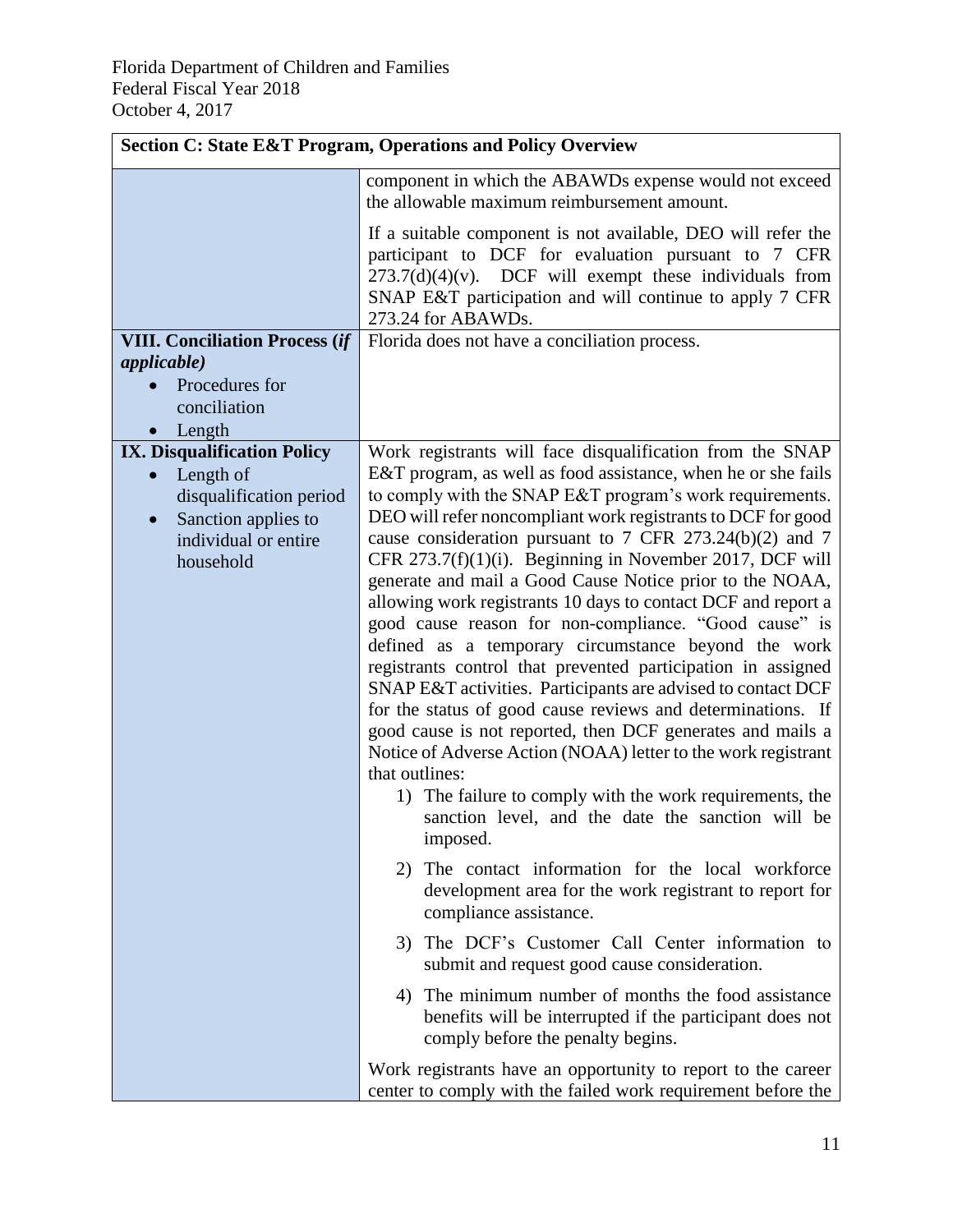| Section C: State E&T Program, Operations and Policy Overview | |
|---|---|
| | component in which the ABAWDs expense would not exceed the allowable maximum reimbursement amount.<br><br>If a suitable component is not available, DEO will refer the participant to DCF for evaluation pursuant to 7 CFR 273.7(d)(4)(v). DCF will exempt these individuals from SNAP E&T participation and will continue to apply 7 CFR 273.24 for ABAWDs. |
| **VIII. Conciliation Process (*if applicable*)**<br>• Procedures for conciliation<br>• Length | Florida does not have a conciliation process. |
| **IX. Disqualification Policy**<br>• Length of disqualification period<br>• Sanction applies to individual or entire household | Work registrants will face disqualification from the SNAP E&T program, as well as food assistance, when he or she fails to comply with the SNAP E&T program's work requirements. DEO will refer noncompliant work registrants to DCF for good cause consideration pursuant to 7 CFR 273.24(b)(2) and 7 CFR 273.7(f)(1)(i). Beginning in November 2017, DCF will generate and mail a Good Cause Notice prior to the NOAA, allowing work registrants 10 days to contact DCF and report a good cause reason for non-compliance. "Good cause" is defined as a temporary circumstance beyond the work registrants control that prevented participation in assigned SNAP E&T activities. Participants are advised to contact DCF for the status of good cause reviews and determinations. If good cause is not reported, then DCF generates and mails a Notice of Adverse Action (NOAA) letter to the work registrant that outlines:<br>1) The failure to comply with the work requirements, the sanction level, and the date the sanction will be imposed.<br>2) The contact information for the local workforce development area for the work registrant to report for compliance assistance.<br>3) The DCF's Customer Call Center information to submit and request good cause consideration.<br>4) The minimum number of months the food assistance benefits will be interrupted if the participant does not comply before the penalty begins.<br><br>Work registrants have an opportunity to report to the career center to comply with the failed work requirement before the |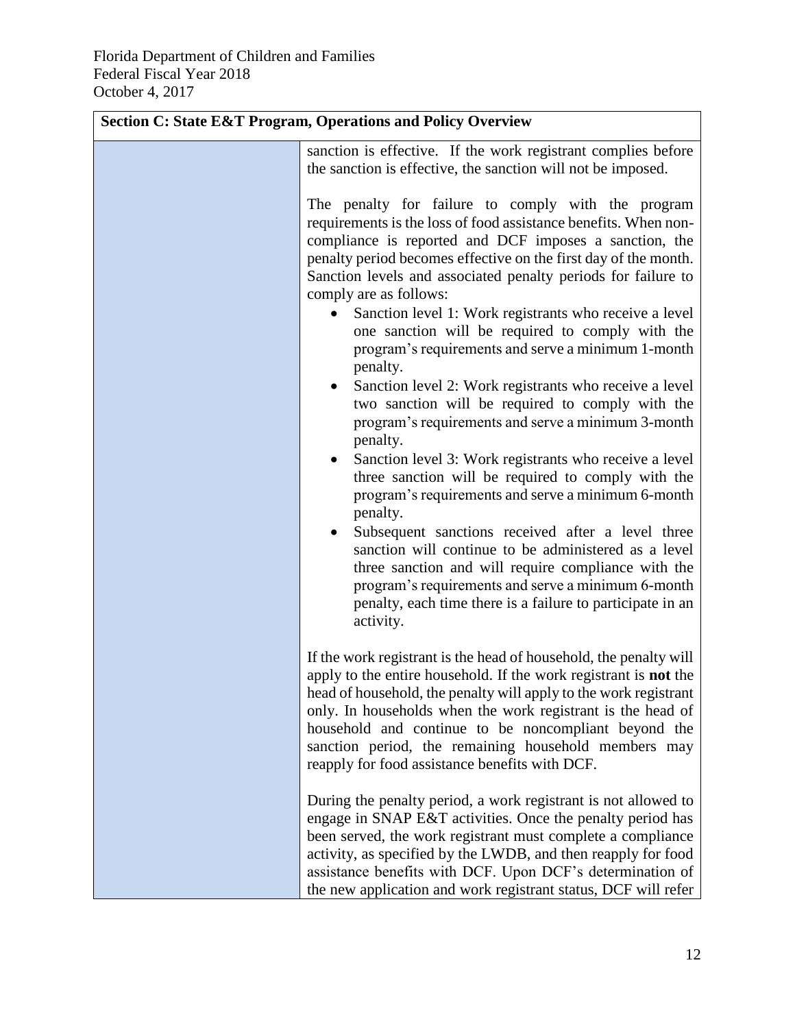| Section C: State E&T Program, Operations and Policy Overview | |
|---|---|
| | sanction is effective. If the work registrant complies before the sanction is effective, the sanction will not be imposed.<br><br>The penalty for failure to comply with the program requirements is the loss of food assistance benefits. When non-compliance is reported and DCF imposes a sanction, the penalty period becomes effective on the first day of the month. Sanction levels and associated penalty periods for failure to comply are as follows:<br>• Sanction level 1: Work registrants who receive a level one sanction will be required to comply with the program's requirements and serve a minimum 1-month penalty.<br>• Sanction level 2: Work registrants who receive a level two sanction will be required to comply with the program's requirements and serve a minimum 3-month penalty.<br>• Sanction level 3: Work registrants who receive a level three sanction will be required to comply with the program's requirements and serve a minimum 6-month penalty.<br>• Subsequent sanctions received after a level three sanction will continue to be administered as a level three sanction and will require compliance with the program's requirements and serve a minimum 6-month penalty, each time there is a failure to participate in an activity.<br><br>If the work registrant is the head of household, the penalty will apply to the entire household. If the work registrant is **not** the head of household, the penalty will apply to the work registrant only. In households when the work registrant is the head of household and continue to be noncompliant beyond the sanction period, the remaining household members may reapply for food assistance benefits with DCF.<br><br>During the penalty period, a work registrant is not allowed to engage in SNAP E&T activities. Once the penalty period has been served, the work registrant must complete a compliance activity, as specified by the LWDB, and then reapply for food assistance benefits with DCF. Upon DCF's determination of the new application and work registrant status, DCF will refer |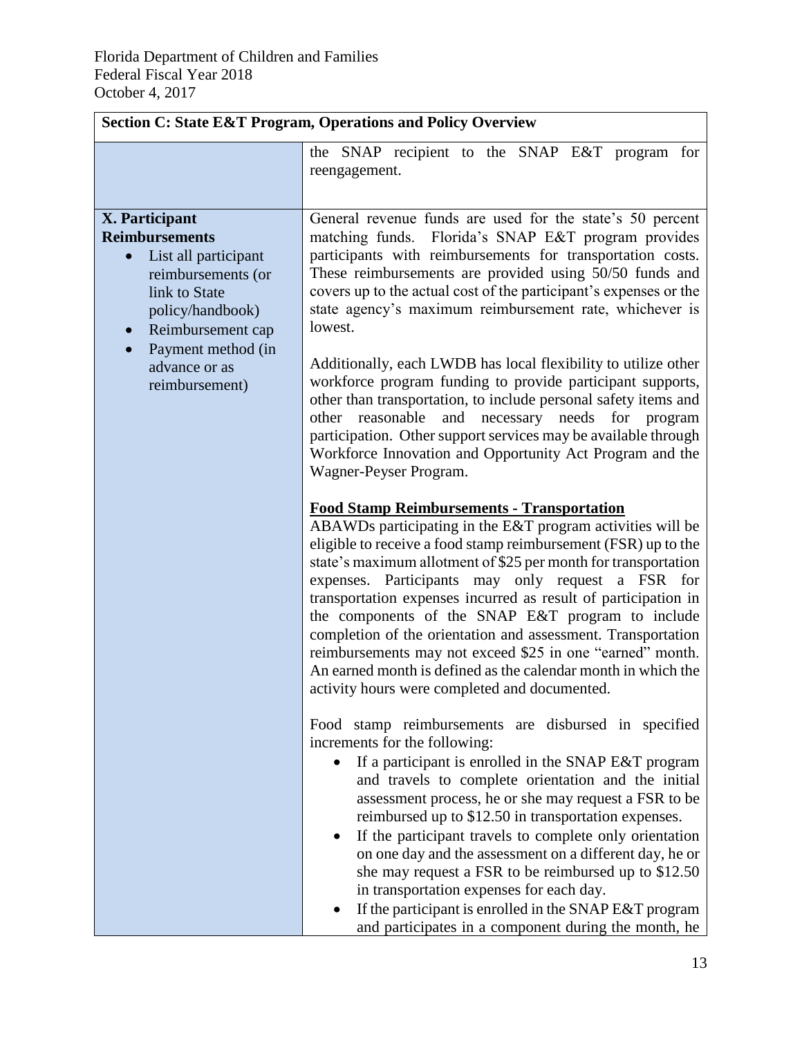Florida Department of Children and Families
Federal Fiscal Year 2018
October 4, 2017

| Section C: State E&T Program, Operations and Policy Overview | |
|---|---|
| | the SNAP recipient to the SNAP E&T program for reengagement. |
| **X. Participant Reimbursements**<br>• List all participant reimbursements (or link to State policy/handbook)<br>• Reimbursement cap<br>• Payment method (in advance or as reimbursement) | General revenue funds are used for the state's 50 percent matching funds. Florida's SNAP E&T program provides participants with reimbursements for transportation costs. These reimbursements are provided using 50/50 funds and covers up to the actual cost of the participant's expenses or the state agency's maximum reimbursement rate, whichever is lowest.<br><br>Additionally, each LWDB has local flexibility to utilize other workforce program funding to provide participant supports, other than transportation, to include personal safety items and other reasonable and necessary needs for program participation. Other support services may be available through Workforce Innovation and Opportunity Act Program and the Wagner-Peyser Program.<br><br>**<u>Food Stamp Reimbursements - Transportation</u>**<br>ABAWDs participating in the E&T program activities will be eligible to receive a food stamp reimbursement (FSR) up to the state's maximum allotment of $25 per month for transportation expenses. Participants may only request a FSR for transportation expenses incurred as result of participation in the components of the SNAP E&T program to include completion of the orientation and assessment. Transportation reimbursements may not exceed $25 in one "earned" month. An earned month is defined as the calendar month in which the activity hours were completed and documented.<br><br>Food stamp reimbursements are disbursed in specified increments for the following:<br>• If a participant is enrolled in the SNAP E&T program and travels to complete orientation and the initial assessment process, he or she may request a FSR to be reimbursed up to $12.50 in transportation expenses.<br>• If the participant travels to complete only orientation on one day and the assessment on a different day, he or she may request a FSR to be reimbursed up to $12.50 in transportation expenses for each day.<br>• If the participant is enrolled in the SNAP E&T program and participates in a component during the month, he |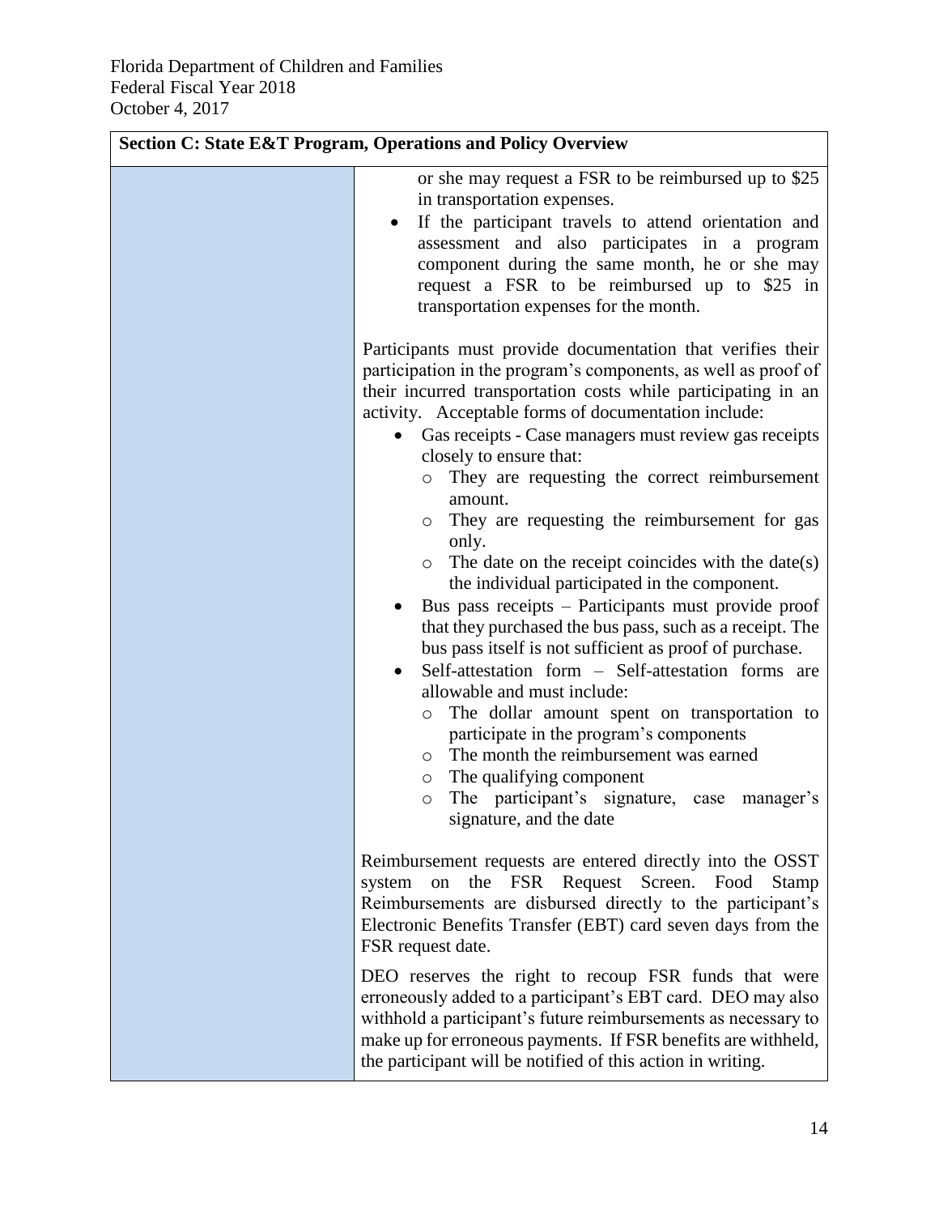Florida Department of Children and Families
Federal Fiscal Year 2018
October 4, 2017

| Section C: State E&T Program, Operations and Policy Overview | |
|---|---|
| | or she may request a FSR to be reimbursed up to $25 in transportation expenses.<br>• If the participant travels to attend orientation and assessment and also participates in a program component during the same month, he or she may request a FSR to be reimbursed up to $25 in transportation expenses for the month.<br><br>Participants must provide documentation that verifies their participation in the program's components, as well as proof of their incurred transportation costs while participating in an activity. Acceptable forms of documentation include:<br>• Gas receipts - Case managers must review gas receipts closely to ensure that:<br>  ○ They are requesting the correct reimbursement amount.<br>  ○ They are requesting the reimbursement for gas only.<br>  ○ The date on the receipt coincides with the date(s) the individual participated in the component.<br>• Bus pass receipts – Participants must provide proof that they purchased the bus pass, such as a receipt. The bus pass itself is not sufficient as proof of purchase.<br>• Self-attestation form – Self-attestation forms are allowable and must include:<br>  ○ The dollar amount spent on transportation to participate in the program's components<br>  ○ The month the reimbursement was earned<br>  ○ The qualifying component<br>  ○ The participant's signature, case manager's signature, and the date<br><br>Reimbursement requests are entered directly into the OSST system on the FSR Request Screen. Food Stamp Reimbursements are disbursed directly to the participant's Electronic Benefits Transfer (EBT) card seven days from the FSR request date.<br><br>DEO reserves the right to recoup FSR funds that were erroneously added to a participant's EBT card. DEO may also withhold a participant's future reimbursements as necessary to make up for erroneous payments. If FSR benefits are withheld, the participant will be notified of this action in writing. |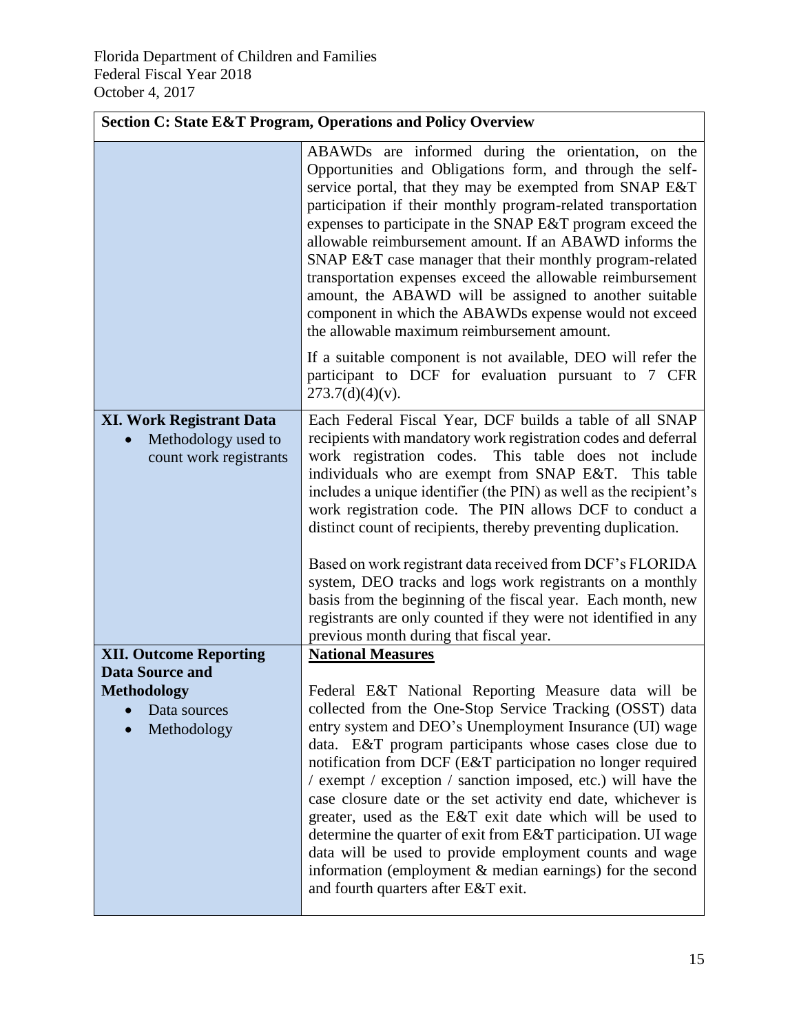Florida Department of Children and Families
Federal Fiscal Year 2018
October 4, 2017

| **Section C: State E&T Program, Operations and Policy Overview** | |
|---|---|
| | ABAWDs are informed during the orientation, on the Opportunities and Obligations form, and through the self-service portal, that they may be exempted from SNAP E&T participation if their monthly program-related transportation expenses to participate in the SNAP E&T program exceed the allowable reimbursement amount. If an ABAWD informs the SNAP E&T case manager that their monthly program-related transportation expenses exceed the allowable reimbursement amount, the ABAWD will be assigned to another suitable component in which the ABAWDs expense would not exceed the allowable maximum reimbursement amount.<br><br>If a suitable component is not available, DEO will refer the participant to DCF for evaluation pursuant to 7 CFR 273.7(d)(4)(v). |
| **XI. Work Registrant Data**<br>• Methodology used to count work registrants | Each Federal Fiscal Year, DCF builds a table of all SNAP recipients with mandatory work registration codes and deferral work registration codes. This table does not include individuals who are exempt from SNAP E&T. This table includes a unique identifier (the PIN) as well as the recipient's work registration code. The PIN allows DCF to conduct a distinct count of recipients, thereby preventing duplication.<br><br>Based on work registrant data received from DCF's FLORIDA system, DEO tracks and logs work registrants on a monthly basis from the beginning of the fiscal year. Each month, new registrants are only counted if they were not identified in any previous month during that fiscal year. |
| **XII. Outcome Reporting Data Source and Methodology**<br>• Data sources<br>• Methodology | **<u>National Measures</u>**<br><br>Federal E&T National Reporting Measure data will be collected from the One-Stop Service Tracking (OSST) data entry system and DEO's Unemployment Insurance (UI) wage data. E&T program participants whose cases close due to notification from DCF (E&T participation no longer required / exempt / exception / sanction imposed, etc.) will have the case closure date or the set activity end date, whichever is greater, used as the E&T exit date which will be used to determine the quarter of exit from E&T participation. UI wage data will be used to provide employment counts and wage information (employment & median earnings) for the second and fourth quarters after E&T exit. |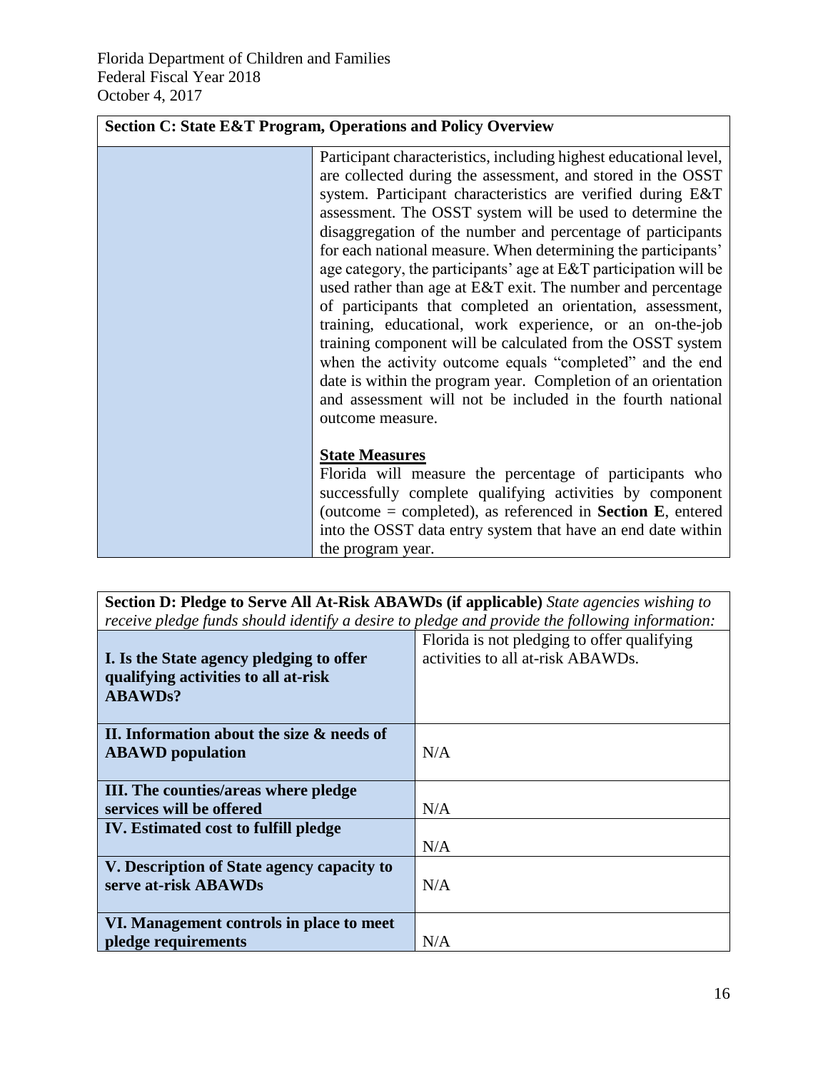Florida Department of Children and Families
Federal Fiscal Year 2018
October 4, 2017

| Section C: State E&T Program, Operations and Policy Overview | |
|---|---|
| | Participant characteristics, including highest educational level, are collected during the assessment, and stored in the OSST system. Participant characteristics are verified during E&T assessment. The OSST system will be used to determine the disaggregation of the number and percentage of participants for each national measure. When determining the participants' age category, the participants' age at E&T participation will be used rather than age at E&T exit. The number and percentage of participants that completed an orientation, assessment, training, educational, work experience, or an on-the-job training component will be calculated from the OSST system when the activity outcome equals "completed" and the end date is within the program year. Completion of an orientation and assessment will not be included in the fourth national outcome measure.<br><br>**State Measures**<br>Florida will measure the percentage of participants who successfully complete qualifying activities by component (outcome = completed), as referenced in **Section E**, entered into the OSST data entry system that have an end date within the program year. |

| **Section D: Pledge to Serve All At-Risk ABAWDs (if applicable)** *State agencies wishing to receive pledge funds should identify a desire to pledge and provide the following information:* | |
|---|---|
| **I. Is the State agency pledging to offer qualifying activities to all at-risk ABAWDs?** | Florida is not pledging to offer qualifying activities to all at-risk ABAWDs. |
| **II. Information about the size & needs of ABAWD population** | N/A |
| **III. The counties/areas where pledge services will be offered** | N/A |
| **IV. Estimated cost to fulfill pledge** | N/A |
| **V. Description of State agency capacity to serve at-risk ABAWDs** | N/A |
| **VI. Management controls in place to meet pledge requirements** | N/A |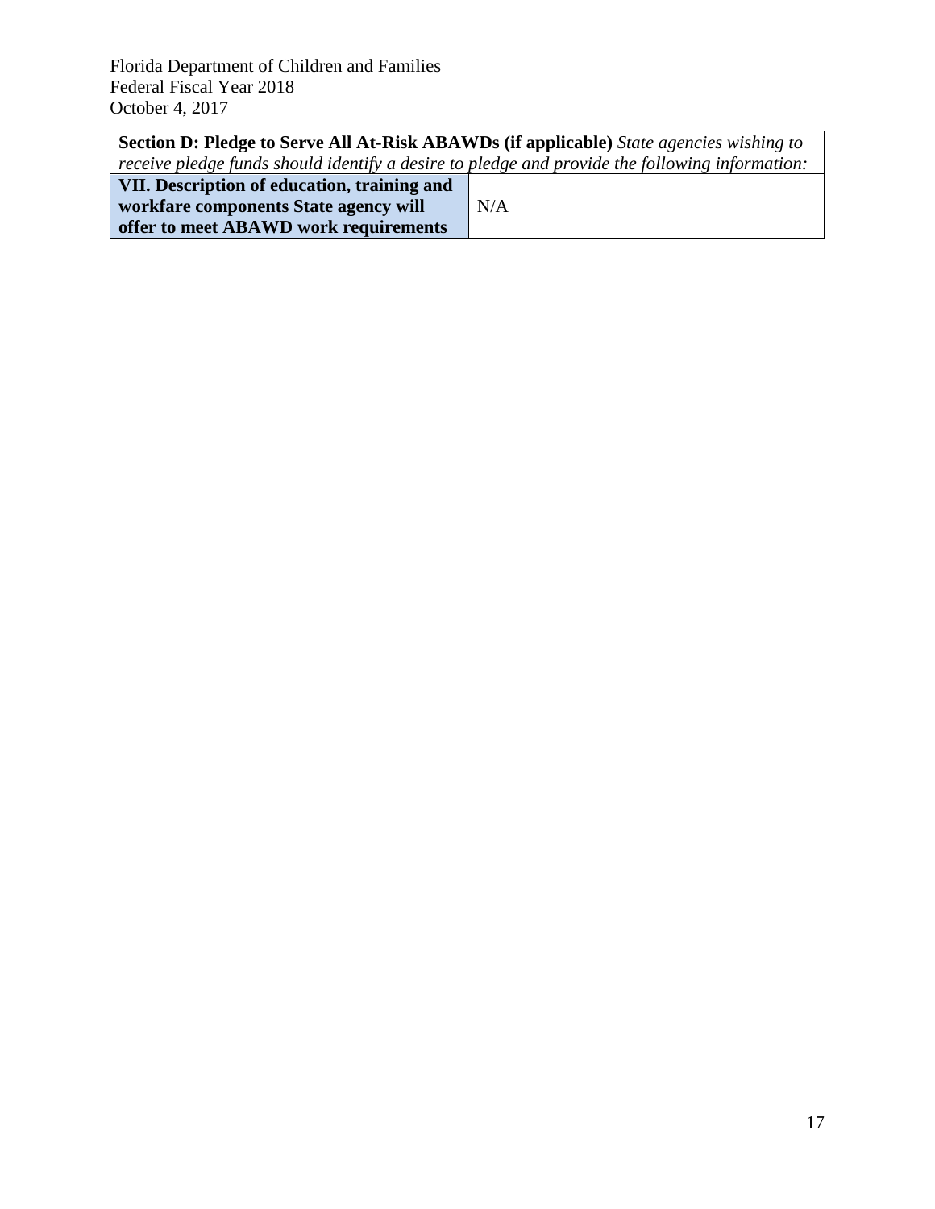Florida Department of Children and Families
Federal Fiscal Year 2018
October 4, 2017

| **Section D: Pledge to Serve All At-Risk ABAWDs (if applicable)** *State agencies wishing to receive pledge funds should identify a desire to pledge and provide the following information:* | |
|---|---|
| **VII. Description of education, training and workfare components State agency will offer to meet ABAWD work requirements** | N/A |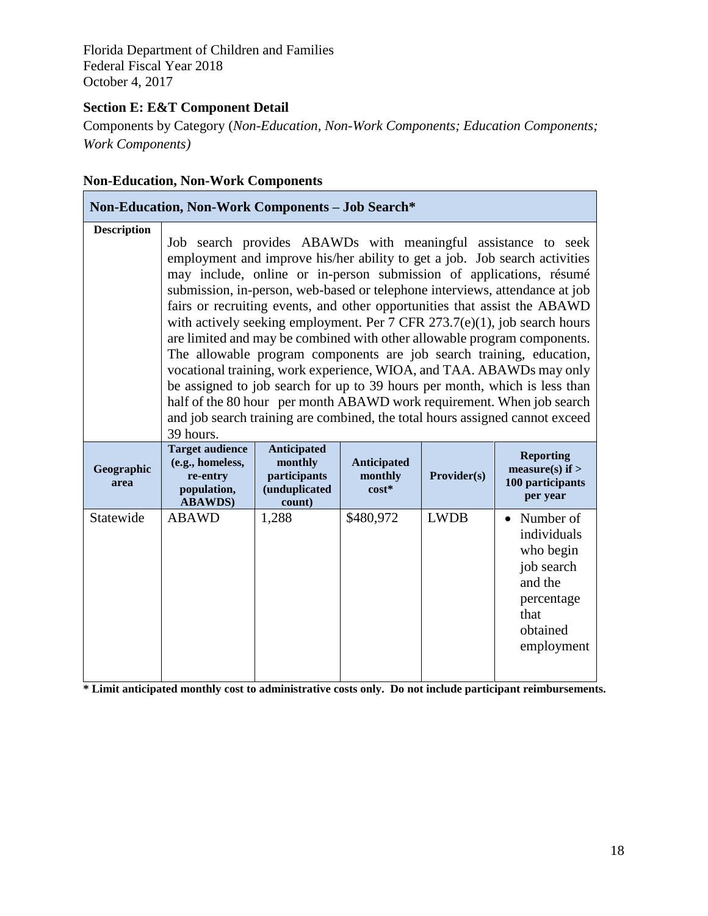Florida Department of Children and Families
Federal Fiscal Year 2018
October 4, 2017

### Section E: E&T Component Detail

Components by Category (*Non-Education, Non-Work Components; Education Components; Work Components)*

### Non-Education, Non-Work Components

| **Non-Education, Non-Work Components – Job Search*** | | | | | |
|---|---|---|---|---|---|
| **Description** | Job search provides ABAWDs with meaningful assistance to seek employment and improve his/her ability to get a job. Job search activities may include, online or in-person submission of applications, résumé submission, in-person, web-based or telephone interviews, attendance at job fairs or recruiting events, and other opportunities that assist the ABAWD with actively seeking employment. Per 7 CFR 273.7(e)(1), job search hours are limited and may be combined with other allowable program components. The allowable program components are job search training, education, vocational training, work experience, WIOA, and TAA. ABAWDs may only be assigned to job search for up to 39 hours per month, which is less than half of the 80 hour per month ABAWD work requirement. When job search and job search training are combined, the total hours assigned cannot exceed 39 hours. | | | | |
| **Geographic area** | **Target audience (e.g., homeless, re-entry population, ABAWDS)** | **Anticipated monthly participants (unduplicated count)** | **Anticipated monthly cost*** | **Provider(s)** | **Reporting measure(s) if > 100 participants per year** |
| Statewide | ABAWD | 1,288 | $480,972 | LWDB | • Number of individuals who begin job search and the percentage that obtained employment |

**\* Limit anticipated monthly cost to administrative costs only. Do not include participant reimbursements.**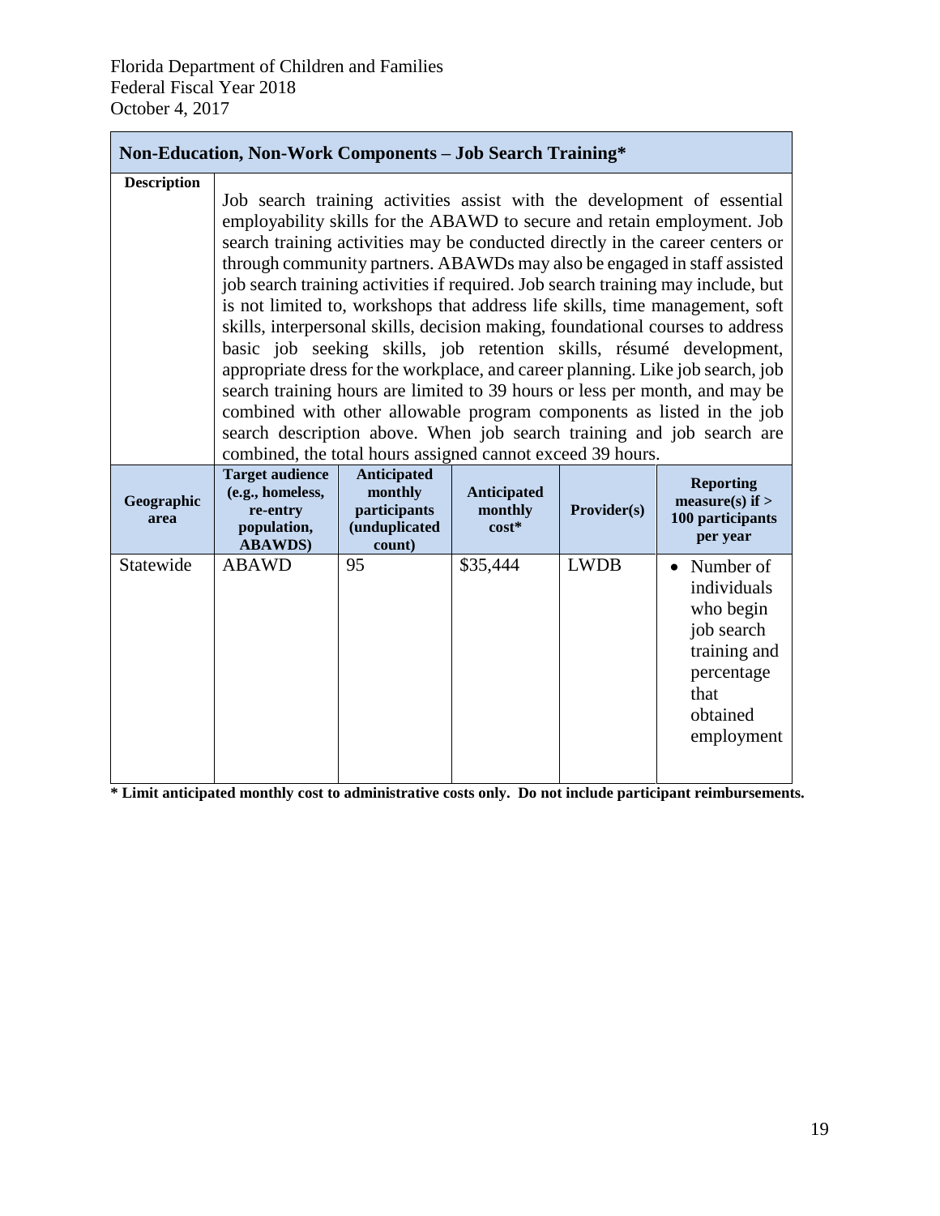Florida Department of Children and Families
Federal Fiscal Year 2018
October 4, 2017

| **Non-Education, Non-Work Components – Job Search Training*** | | | | | |
|---|---|---|---|---|---|
| **Description** | Job search training activities assist with the development of essential employability skills for the ABAWD to secure and retain employment. Job search training activities may be conducted directly in the career centers or through community partners. ABAWDs may also be engaged in staff assisted job search training activities if required. Job search training may include, but is not limited to, workshops that address life skills, time management, soft skills, interpersonal skills, decision making, foundational courses to address basic job seeking skills, job retention skills, résumé development, appropriate dress for the workplace, and career planning. Like job search, job search training hours are limited to 39 hours or less per month, and may be combined with other allowable program components as listed in the job search description above. When job search training and job search are combined, the total hours assigned cannot exceed 39 hours. | | | | |
| **Geographic area** | **Target audience (e.g., homeless, re-entry population, ABAWDS)** | **Anticipated monthly participants (unduplicated count)** | **Anticipated monthly cost*** | **Provider(s)** | **Reporting measure(s) if > 100 participants per year** |
| Statewide | ABAWD | 95 | $35,444 | LWDB | • Number of individuals who begin job search training and percentage that obtained employment |

**\* Limit anticipated monthly cost to administrative costs only. Do not include participant reimbursements.**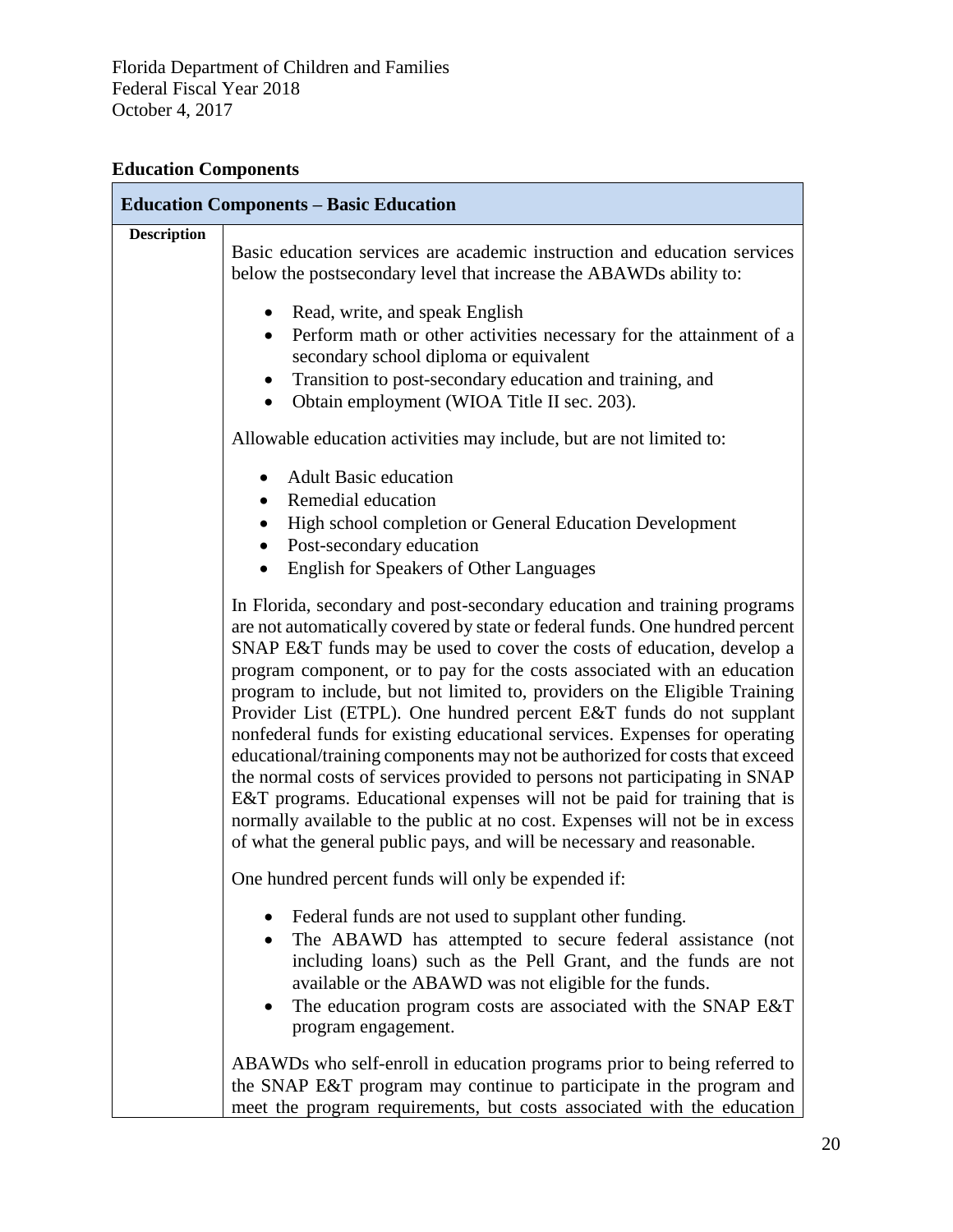## Education Components

| Education Components – Basic Education | |
|---|---|
| **Description** | Basic education services are academic instruction and education services below the postsecondary level that increase the ABAWDs ability to:<br><br>• Read, write, and speak English<br>• Perform math or other activities necessary for the attainment of a secondary school diploma or equivalent<br>• Transition to post-secondary education and training, and<br>• Obtain employment (WIOA Title II sec. 203).<br><br>Allowable education activities may include, but are not limited to:<br><br>• Adult Basic education<br>• Remedial education<br>• High school completion or General Education Development<br>• Post-secondary education<br>• English for Speakers of Other Languages<br><br>In Florida, secondary and post-secondary education and training programs are not automatically covered by state or federal funds. One hundred percent SNAP E&T funds may be used to cover the costs of education, develop a program component, or to pay for the costs associated with an education program to include, but not limited to, providers on the Eligible Training Provider List (ETPL). One hundred percent E&T funds do not supplant nonfederal funds for existing educational services. Expenses for operating educational/training components may not be authorized for costs that exceed the normal costs of services provided to persons not participating in SNAP E&T programs. Educational expenses will not be paid for training that is normally available to the public at no cost. Expenses will not be in excess of what the general public pays, and will be necessary and reasonable.<br><br>One hundred percent funds will only be expended if:<br><br>• Federal funds are not used to supplant other funding.<br>• The ABAWD has attempted to secure federal assistance (not including loans) such as the Pell Grant, and the funds are not available or the ABAWD was not eligible for the funds.<br>• The education program costs are associated with the SNAP E&T program engagement.<br><br>ABAWDs who self-enroll in education programs prior to being referred to the SNAP E&T program may continue to participate in the program and meet the program requirements, but costs associated with the education |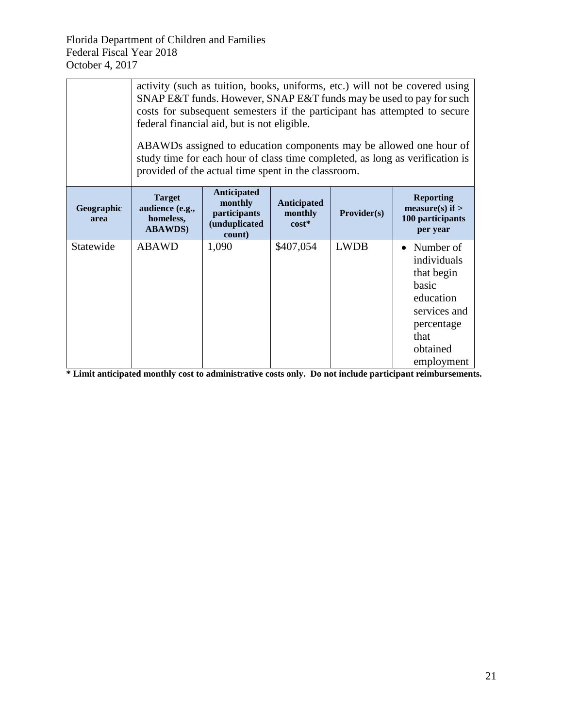| | |
|---|---|
| | activity (such as tuition, books, uniforms, etc.) will not be covered using SNAP E&T funds. However, SNAP E&T funds may be used to pay for such costs for subsequent semesters if the participant has attempted to secure federal financial aid, but is not eligible.<br><br>ABAWDs assigned to education components may be allowed one hour of study time for each hour of class time completed, as long as verification is provided of the actual time spent in the classroom. |

| Geographic area | Target audience (e.g., homeless, ABAWDS) | Anticipated monthly participants (unduplicated count) | Anticipated monthly cost* | Provider(s) | Reporting measure(s) if > 100 participants per year |
|---|---|---|---|---|---|
| Statewide | ABAWD | 1,090 | $407,054 | LWDB | • Number of individuals that begin basic education services and percentage that obtained employment |

**\* Limit anticipated monthly cost to administrative costs only. Do not include participant reimbursements.**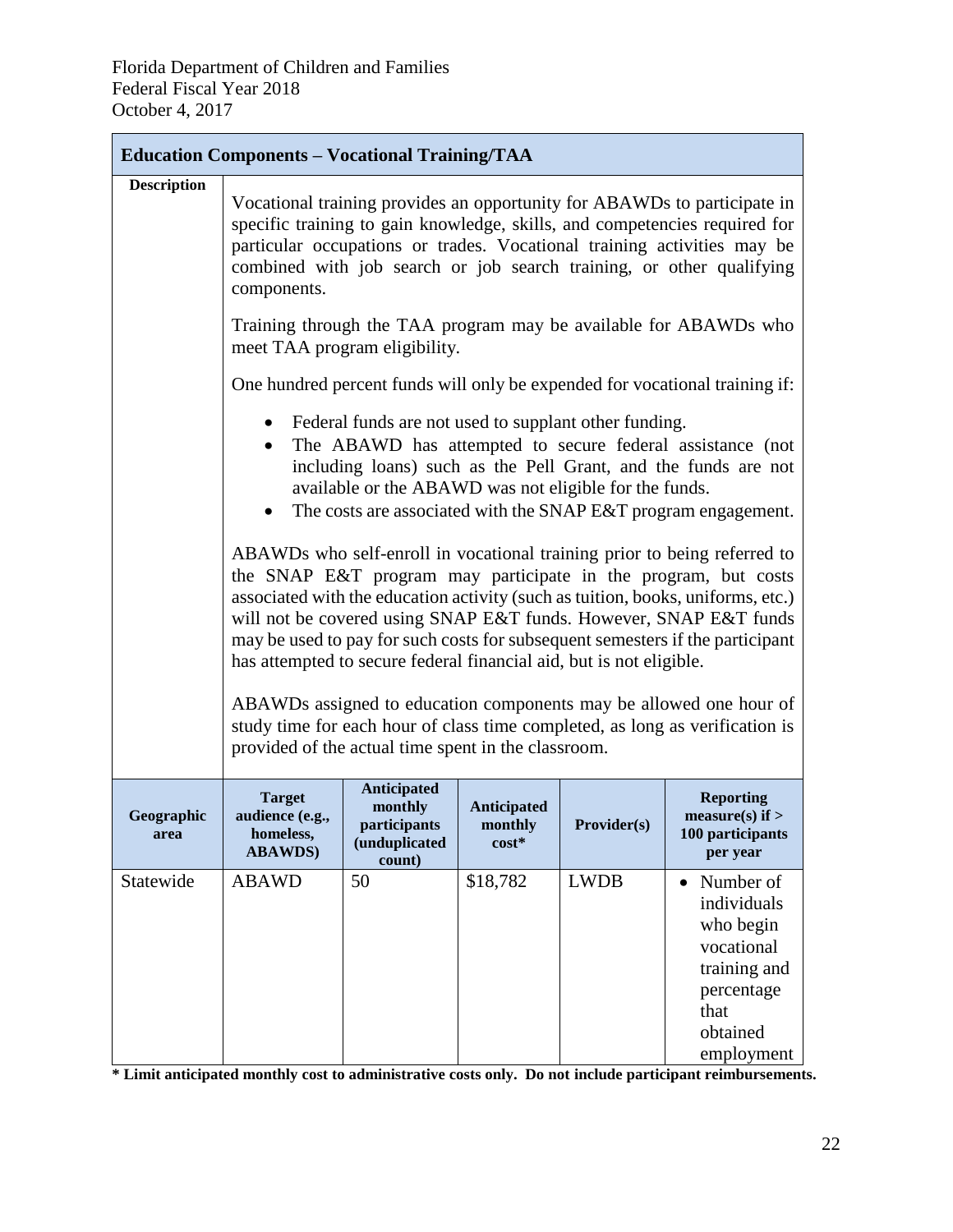Florida Department of Children and Families
Federal Fiscal Year 2018
October 4, 2017

| **Education Components – Vocational Training/TAA** | | | | | |
|---|---|---|---|---|---|
| **Description** | Vocational training provides an opportunity for ABAWDs to participate in specific training to gain knowledge, skills, and competencies required for particular occupations or trades. Vocational training activities may be combined with job search or job search training, or other qualifying components.<br><br>Training through the TAA program may be available for ABAWDs who meet TAA program eligibility.<br><br>One hundred percent funds will only be expended for vocational training if:<br><br>• Federal funds are not used to supplant other funding.<br>• The ABAWD has attempted to secure federal assistance (not including loans) such as the Pell Grant, and the funds are not available or the ABAWD was not eligible for the funds.<br>• The costs are associated with the SNAP E&T program engagement.<br><br>ABAWDs who self-enroll in vocational training prior to being referred to the SNAP E&T program may participate in the program, but costs associated with the education activity (such as tuition, books, uniforms, etc.) will not be covered using SNAP E&T funds. However, SNAP E&T funds may be used to pay for such costs for subsequent semesters if the participant has attempted to secure federal financial aid, but is not eligible.<br><br>ABAWDs assigned to education components may be allowed one hour of study time for each hour of class time completed, as long as verification is provided of the actual time spent in the classroom. | | | | |
| **Geographic area** | **Target audience (e.g., homeless, ABAWDS)** | **Anticipated monthly participants (unduplicated count)** | **Anticipated monthly cost*** | **Provider(s)** | **Reporting measure(s) if > 100 participants per year** |
| Statewide | ABAWD | 50 | $18,782 | LWDB | • Number of individuals who begin vocational training and percentage that obtained employment |

**\* Limit anticipated monthly cost to administrative costs only. Do not include participant reimbursements.**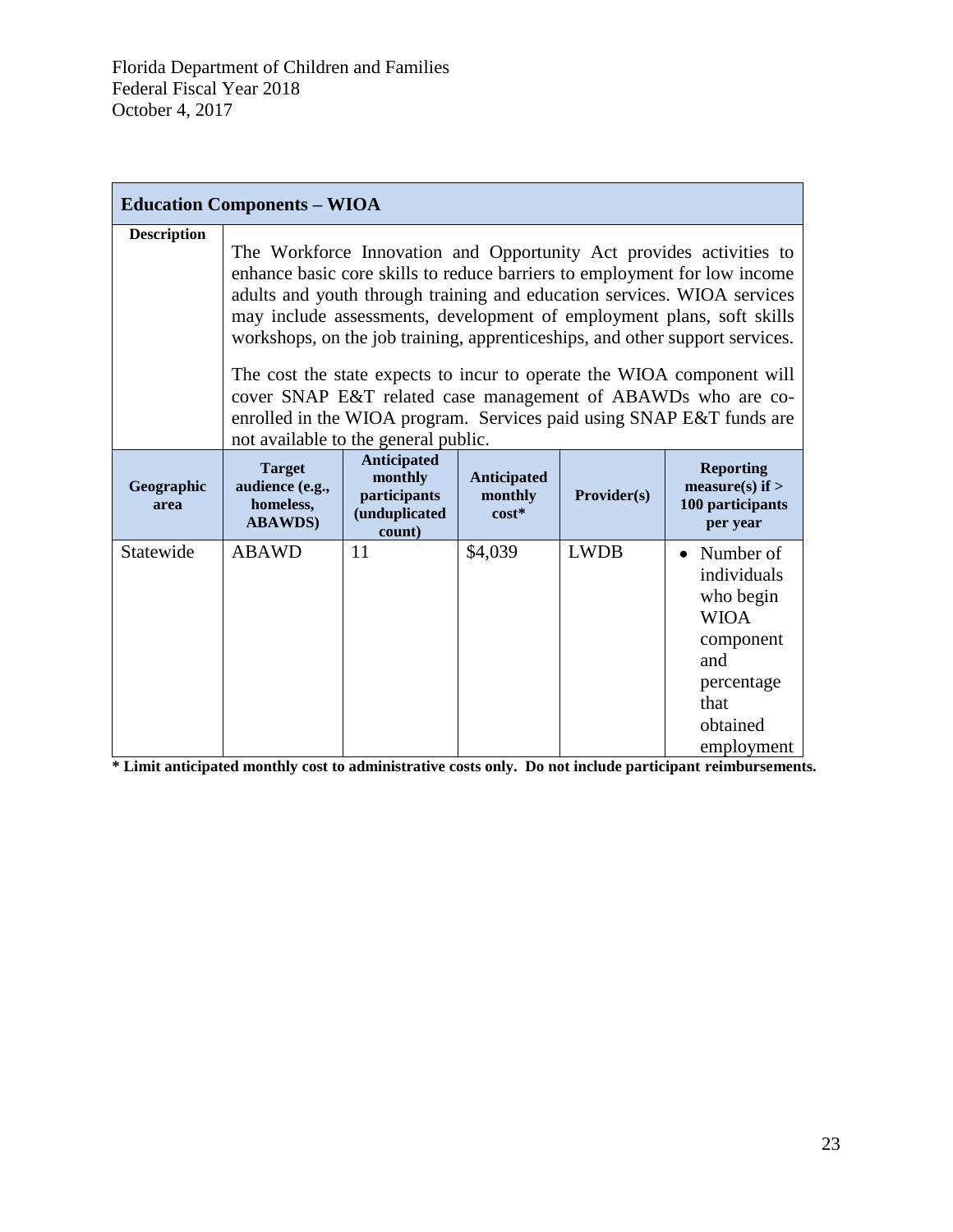Florida Department of Children and Families
Federal Fiscal Year 2018
October 4, 2017

| **Education Components – WIOA** | | | | | |
|---|---|---|---|---|---|
| **Description** | The Workforce Innovation and Opportunity Act provides activities to enhance basic core skills to reduce barriers to employment for low income adults and youth through training and education services. WIOA services may include assessments, development of employment plans, soft skills workshops, on the job training, apprenticeships, and other support services. The cost the state expects to incur to operate the WIOA component will cover SNAP E&T related case management of ABAWDs who are co-enrolled in the WIOA program. Services paid using SNAP E&T funds are not available to the general public. | | | | |
| **Geographic area** | **Target audience (e.g., homeless, ABAWDS)** | **Anticipated monthly participants (unduplicated count)** | **Anticipated monthly cost*** | **Provider(s)** | **Reporting measure(s) if > 100 participants per year** |
| Statewide | ABAWD | 11 | $4,039 | LWDB | • Number of individuals who begin WIOA component and percentage that obtained employment |

**\* Limit anticipated monthly cost to administrative costs only. Do not include participant reimbursements.**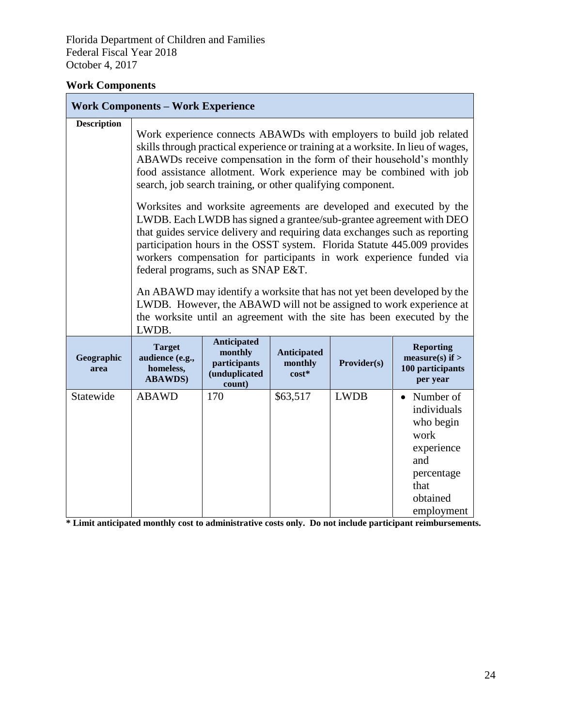Florida Department of Children and Families
Federal Fiscal Year 2018
October 4, 2017

## Work Components

| Work Components – Work Experience | | | | | |
|---|---|---|---|---|---|
| **Description** | Work experience connects ABAWDs with employers to build job related skills through practical experience or training at a worksite. In lieu of wages, ABAWDs receive compensation in the form of their household's monthly food assistance allotment. Work experience may be combined with job search, job search training, or other qualifying component.<br><br>Worksites and worksite agreements are developed and executed by the LWDB. Each LWDB has signed a grantee/sub-grantee agreement with DEO that guides service delivery and requiring data exchanges such as reporting participation hours in the OSST system. Florida Statute 445.009 provides workers compensation for participants in work experience funded via federal programs, such as SNAP E&T.<br><br>An ABAWD may identify a worksite that has not yet been developed by the LWDB. However, the ABAWD will not be assigned to work experience at the worksite until an agreement with the site has been executed by the LWDB. | | | | |
| **Geographic area** | **Target audience (e.g., homeless, ABAWDS)** | **Anticipated monthly participants (unduplicated count)** | **Anticipated monthly cost*** | **Provider(s)** | **Reporting measure(s) if > 100 participants per year** |
| Statewide | ABAWD | 170 | $63,517 | LWDB | • Number of individuals who begin work experience and percentage that obtained employment |

**\* Limit anticipated monthly cost to administrative costs only. Do not include participant reimbursements.**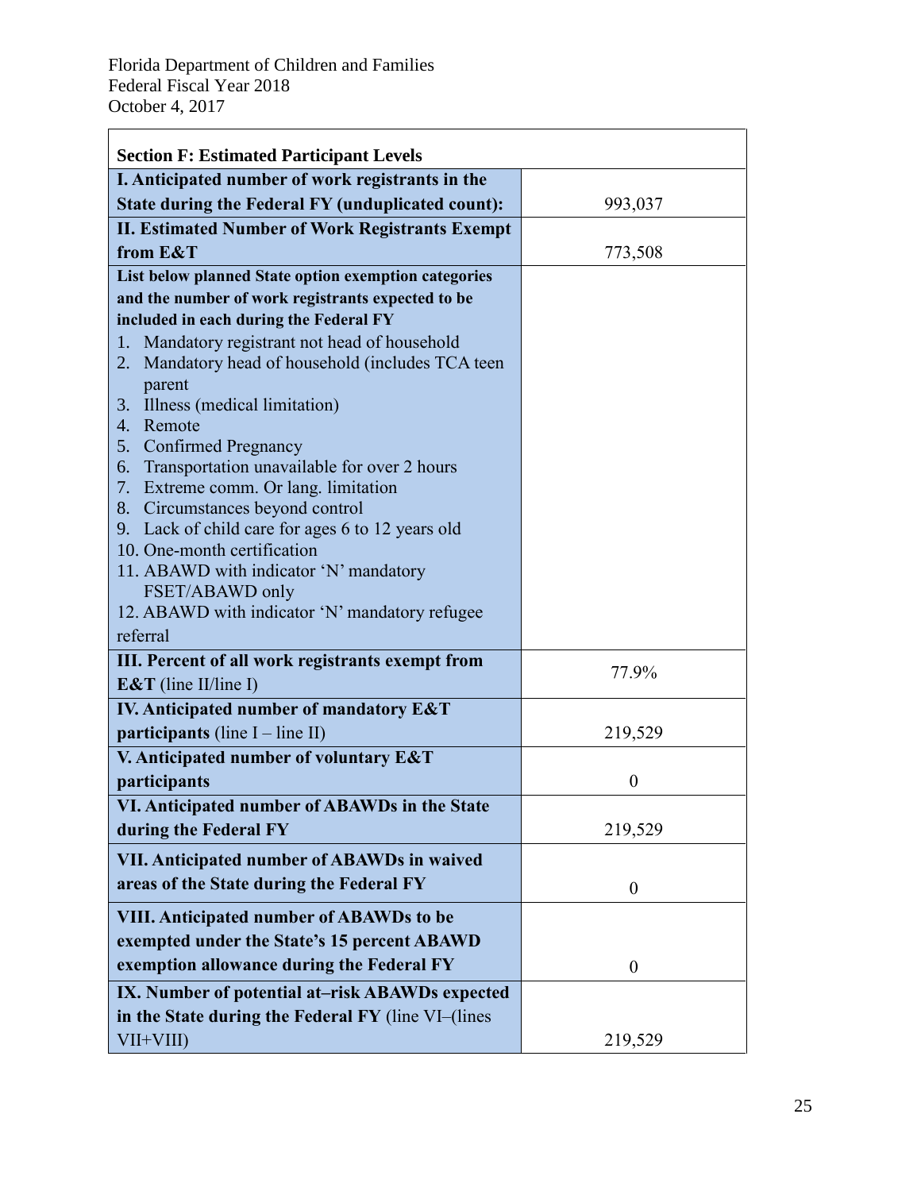Florida Department of Children and Families
Federal Fiscal Year 2018
October 4, 2017

| Section F: Estimated Participant Levels | |
|---|---|
| **I. Anticipated number of work registrants in the State during the Federal FY (unduplicated count):** | 993,037 |
| **II. Estimated Number of Work Registrants Exempt from E&T** | 773,508 |
| **List below planned State option exemption categories and the number of work registrants expected to be included in each during the Federal FY**<br>1. Mandatory registrant not head of household<br>2. Mandatory head of household (includes TCA teen parent<br>3. Illness (medical limitation)<br>4. Remote<br>5. Confirmed Pregnancy<br>6. Transportation unavailable for over 2 hours<br>7. Extreme comm. Or lang. limitation<br>8. Circumstances beyond control<br>9. Lack of child care for ages 6 to 12 years old<br>10. One-month certification<br>11. ABAWD with indicator 'N' mandatory FSET/ABAWD only<br>12. ABAWD with indicator 'N' mandatory refugee referral | |
| **III. Percent of all work registrants exempt from E&T** (line II/line I) | 77.9% |
| **IV. Anticipated number of mandatory E&T participants** (line I – line II) | 219,529 |
| **V. Anticipated number of voluntary E&T participants** | 0 |
| **VI. Anticipated number of ABAWDs in the State during the Federal FY** | 219,529 |
| **VII. Anticipated number of ABAWDs in waived areas of the State during the Federal FY** | 0 |
| **VIII. Anticipated number of ABAWDs to be exempted under the State's 15 percent ABAWD exemption allowance during the Federal FY** | 0 |
| **IX. Number of potential at–risk ABAWDs expected in the State during the Federal FY** (line VI–(lines VII+VIII) | 219,529 |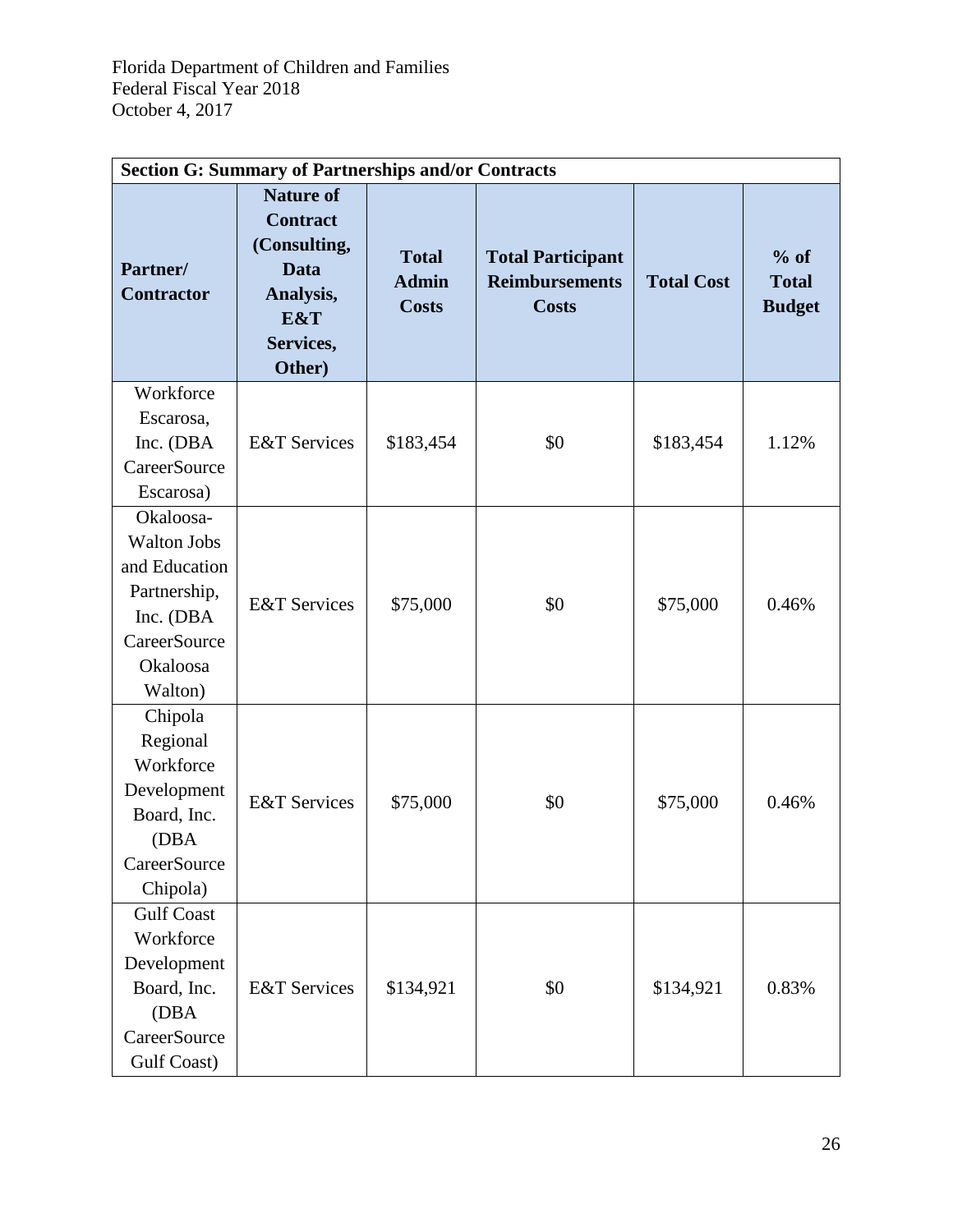Florida Department of Children and Families
Federal Fiscal Year 2018
October 4, 2017

| **Section G: Summary of Partnerships and/or Contracts** | | | | | |
|---|---|---|---|---|---|
| **Partner/ Contractor** | **Nature of Contract (Consulting, Data Analysis, E&T Services, Other)** | **Total Admin Costs** | **Total Participant Reimbursements Costs** | **Total Cost** | **% of Total Budget** |
| Workforce Escarosa, Inc. (DBA CareerSource Escarosa) | E&T Services | $183,454 | $0 | $183,454 | 1.12% |
| Okaloosa-Walton Jobs and Education Partnership, Inc. (DBA CareerSource Okaloosa Walton) | E&T Services | $75,000 | $0 | $75,000 | 0.46% |
| Chipola Regional Workforce Development Board, Inc. (DBA CareerSource Chipola) | E&T Services | $75,000 | $0 | $75,000 | 0.46% |
| Gulf Coast Workforce Development Board, Inc. (DBA CareerSource Gulf Coast) | E&T Services | $134,921 | $0 | $134,921 | 0.83% |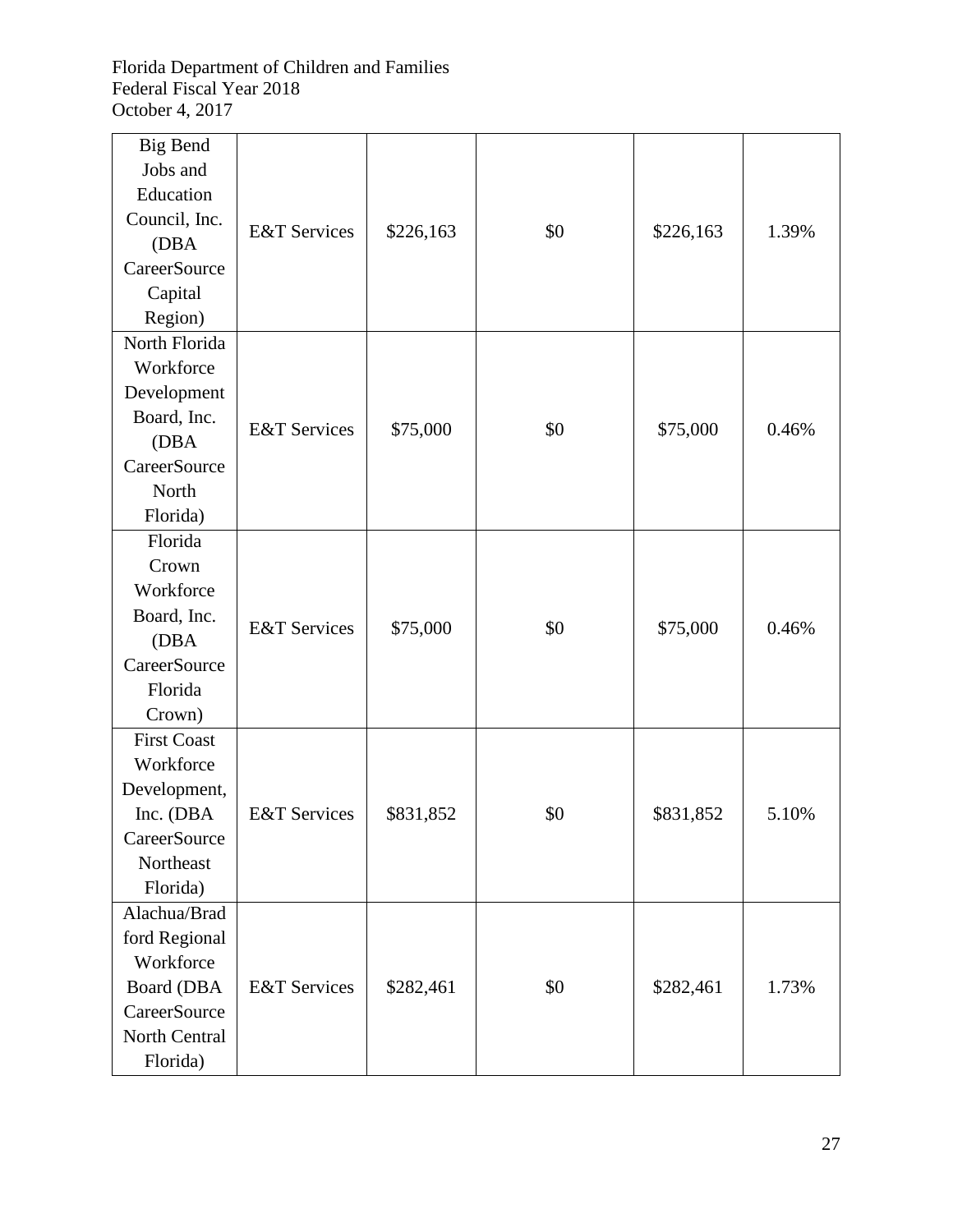| | | | | | |
|---|---|---|---|---|---|
| Big Bend Jobs and Education Council, Inc. (DBA CareerSource Capital Region) | E&T Services | $226,163 | $0 | $226,163 | 1.39% |
| North Florida Workforce Development Board, Inc. (DBA CareerSource North Florida) | E&T Services | $75,000 | $0 | $75,000 | 0.46% |
| Florida Crown Workforce Board, Inc. (DBA CareerSource Florida Crown) | E&T Services | $75,000 | $0 | $75,000 | 0.46% |
| First Coast Workforce Development, Inc. (DBA CareerSource Northeast Florida) | E&T Services | $831,852 | $0 | $831,852 | 5.10% |
| Alachua/Bradford Regional Workforce Board (DBA CareerSource North Central Florida) | E&T Services | $282,461 | $0 | $282,461 | 1.73% |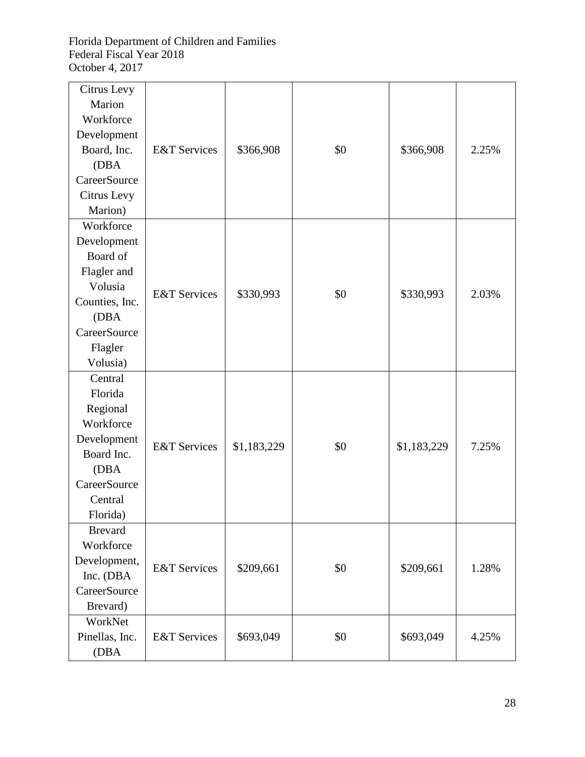| | | | | | |
|---|---|---|---|---|---|
| Citrus Levy Marion Workforce Development Board, Inc. (DBA CareerSource Citrus Levy Marion) | E&T Services | $366,908 | $0 | $366,908 | 2.25% |
| Workforce Development Board of Flagler and Volusia Counties, Inc. (DBA CareerSource Flagler Volusia) | E&T Services | $330,993 | $0 | $330,993 | 2.03% |
| Central Florida Regional Workforce Development Board Inc. (DBA CareerSource Central Florida) | E&T Services | $1,183,229 | $0 | $1,183,229 | 7.25% |
| Brevard Workforce Development, Inc. (DBA CareerSource Brevard) | E&T Services | $209,661 | $0 | $209,661 | 1.28% |
| WorkNet Pinellas, Inc. (DBA | E&T Services | $693,049 | $0 | $693,049 | 4.25% |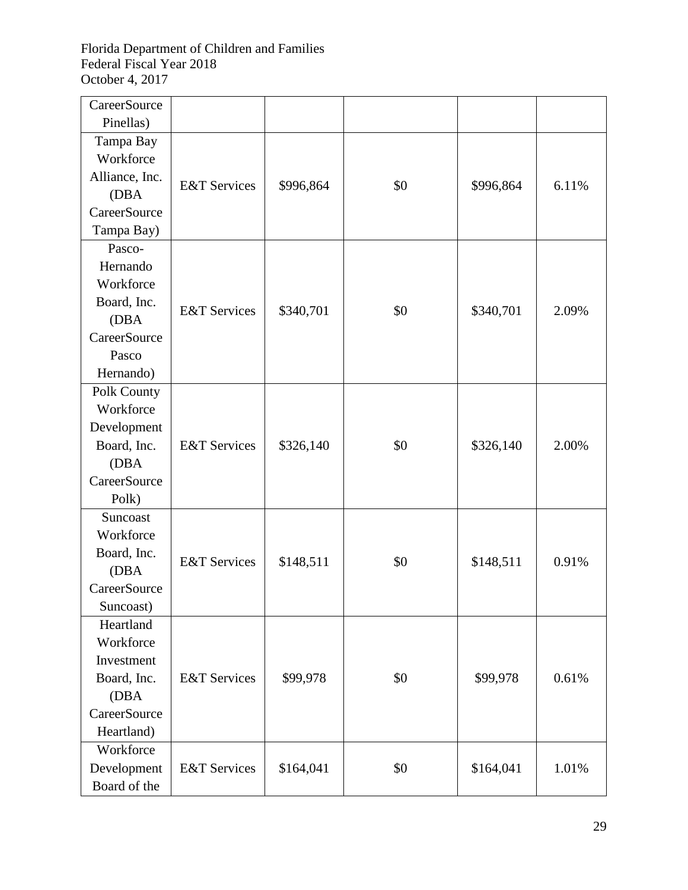| | | | | | |
|---|---|---|---|---|---|
| CareerSource Pinellas) | | | | | |
| Tampa Bay Workforce Alliance, Inc. (DBA CareerSource Tampa Bay) | E&T Services | $996,864 | $0 | $996,864 | 6.11% |
| Pasco-Hernando Workforce Board, Inc. (DBA CareerSource Pasco Hernando) | E&T Services | $340,701 | $0 | $340,701 | 2.09% |
| Polk County Workforce Development Board, Inc. (DBA CareerSource Polk) | E&T Services | $326,140 | $0 | $326,140 | 2.00% |
| Suncoast Workforce Board, Inc. (DBA CareerSource Suncoast) | E&T Services | $148,511 | $0 | $148,511 | 0.91% |
| Heartland Workforce Investment Board, Inc. (DBA CareerSource Heartland) | E&T Services | $99,978 | $0 | $99,978 | 0.61% |
| Workforce Development Board of the | E&T Services | $164,041 | $0 | $164,041 | 1.01% |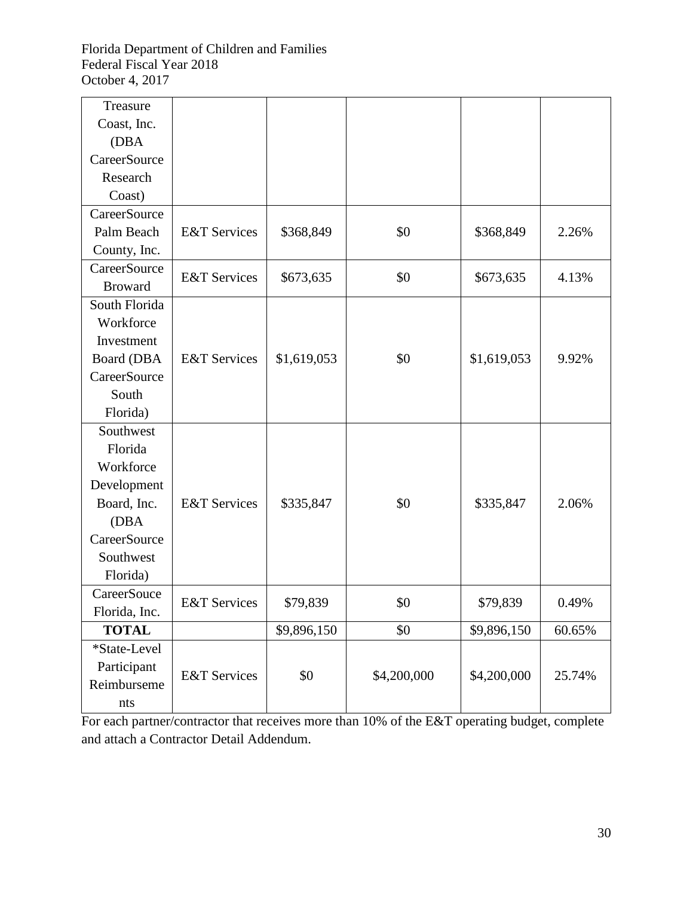Florida Department of Children and Families
Federal Fiscal Year 2018
October 4, 2017

| | | | | | |
|---|---|---|---|---|---|
| Treasure Coast, Inc. (DBA CareerSource Research Coast) | | | | | |
| CareerSource Palm Beach County, Inc. | E&T Services | $368,849 | $0 | $368,849 | 2.26% |
| CareerSource Broward | E&T Services | $673,635 | $0 | $673,635 | 4.13% |
| South Florida Workforce Investment Board (DBA CareerSource South Florida) | E&T Services | $1,619,053 | $0 | $1,619,053 | 9.92% |
| Southwest Florida Workforce Development Board, Inc. (DBA CareerSource Southwest Florida) | E&T Services | $335,847 | $0 | $335,847 | 2.06% |
| CareerSouce Florida, Inc. | E&T Services | $79,839 | $0 | $79,839 | 0.49% |
| **TOTAL** | | $9,896,150 | $0 | $9,896,150 | 60.65% |
| *State-Level Participant Reimbursements | E&T Services | $0 | $4,200,000 | $4,200,000 | 25.74% |

For each partner/contractor that receives more than 10% of the E&T operating budget, complete and attach a Contractor Detail Addendum.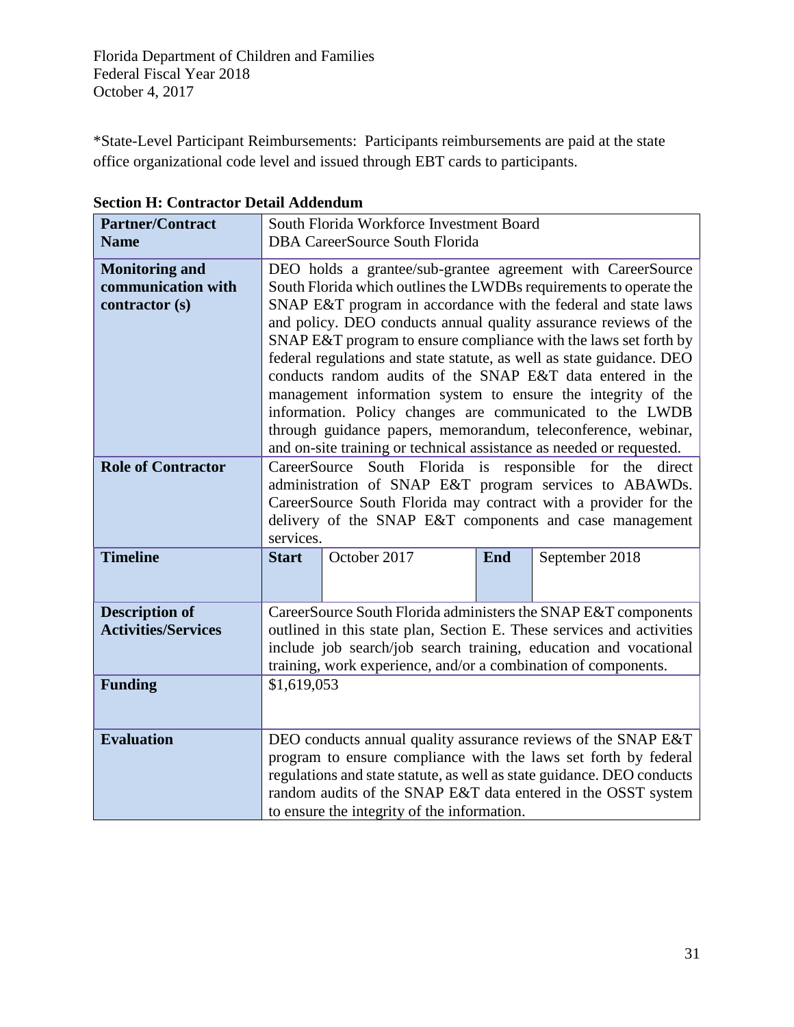*State-Level Participant Reimbursements: Participants reimbursements are paid at the state office organizational code level and issued through EBT cards to participants.

**Section H: Contractor Detail Addendum**

| | | | | |
|---|---|---|---|---|
| **Partner/Contract Name** | South Florida Workforce Investment Board DBA CareerSource South Florida | | | |
| **Monitoring and communication with contractor (s)** | DEO holds a grantee/sub-grantee agreement with CareerSource South Florida which outlines the LWDBs requirements to operate the SNAP E&T program in accordance with the federal and state laws and policy. DEO conducts annual quality assurance reviews of the SNAP E&T program to ensure compliance with the laws set forth by federal regulations and state statute, as well as state guidance. DEO conducts random audits of the SNAP E&T data entered in the management information system to ensure the integrity of the information. Policy changes are communicated to the LWDB through guidance papers, memorandum, teleconference, webinar, and on-site training or technical assistance as needed or requested. | | | |
| **Role of Contractor** | CareerSource South Florida is responsible for the direct administration of SNAP E&T program services to ABAWDs. CareerSource South Florida may contract with a provider for the delivery of the SNAP E&T components and case management services. | | | |
| **Timeline** | **Start** | October 2017 | **End** | September 2018 |
| **Description of Activities/Services** | CareerSource South Florida administers the SNAP E&T components outlined in this state plan, Section E. These services and activities include job search/job search training, education and vocational training, work experience, and/or a combination of components. | | | |
| **Funding** | $1,619,053 | | | |
| **Evaluation** | DEO conducts annual quality assurance reviews of the SNAP E&T program to ensure compliance with the laws set forth by federal regulations and state statute, as well as state guidance. DEO conducts random audits of the SNAP E&T data entered in the OSST system to ensure the integrity of the information. | | | |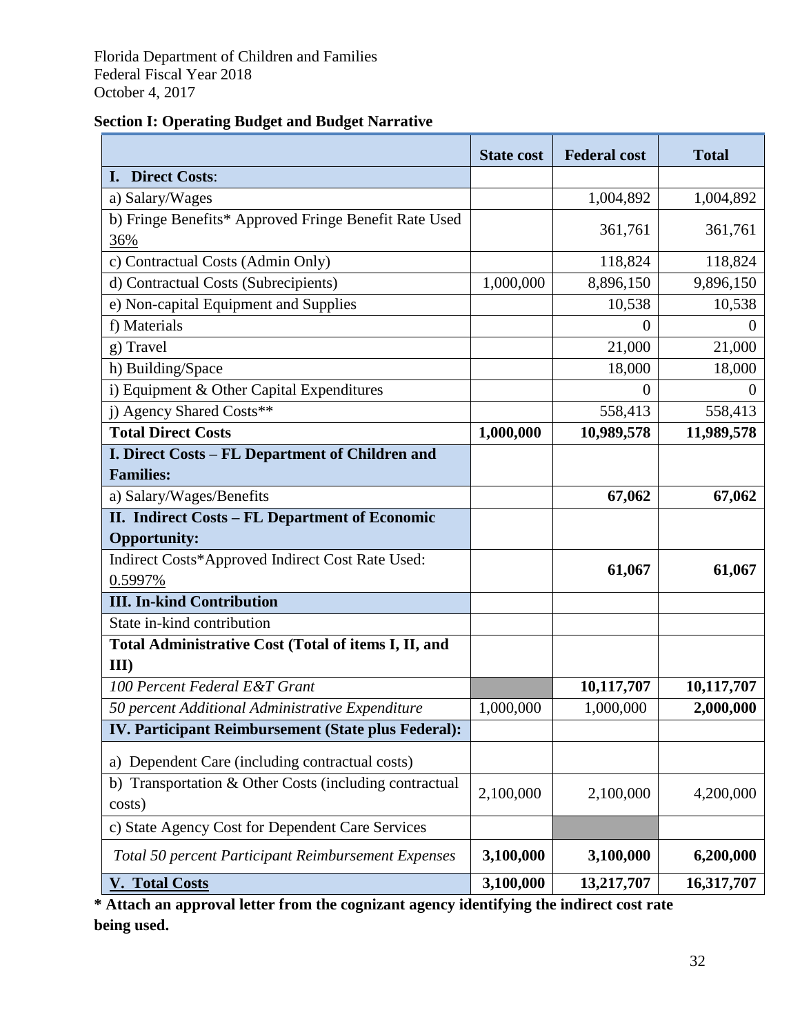Florida Department of Children and Families
Federal Fiscal Year 2018
October 4, 2017

**Section I: Operating Budget and Budget Narrative**

| | State cost | Federal cost | Total |
|---|---|---|---|
| **I. Direct Costs**: | | | |
| a) Salary/Wages | | 1,004,892 | 1,004,892 |
| b) Fringe Benefits* Approved Fringe Benefit Rate Used 36% | | 361,761 | 361,761 |
| c) Contractual Costs (Admin Only) | | 118,824 | 118,824 |
| d) Contractual Costs (Subrecipients) | 1,000,000 | 8,896,150 | 9,896,150 |
| e) Non-capital Equipment and Supplies | | 10,538 | 10,538 |
| f) Materials | | 0 | 0 |
| g) Travel | | 21,000 | 21,000 |
| h) Building/Space | | 18,000 | 18,000 |
| i) Equipment & Other Capital Expenditures | | 0 | 0 |
| j) Agency Shared Costs** | | 558,413 | 558,413 |
| **Total Direct Costs** | **1,000,000** | **10,989,578** | **11,989,578** |
| **I. Direct Costs – FL Department of Children and Families:** | | | |
| a) Salary/Wages/Benefits | | **67,062** | **67,062** |
| **II. Indirect Costs – FL Department of Economic Opportunity:** | | | |
| Indirect Costs*Approved Indirect Cost Rate Used: 0.5997% | | **61,067** | **61,067** |
| **III. In-kind Contribution** | | | |
| State in-kind contribution | | | |
| **Total Administrative Cost (Total of items I, II, and III)** | | | |
| *100 Percent Federal E&T Grant* | | **10,117,707** | **10,117,707** |
| *50 percent Additional Administrative Expenditure* | 1,000,000 | 1,000,000 | **2,000,000** |
| **IV. Participant Reimbursement (State plus Federal):** | | | |
| a) Dependent Care (including contractual costs) | | | |
| b) Transportation & Other Costs (including contractual costs) | 2,100,000 | 2,100,000 | 4,200,000 |
| c) State Agency Cost for Dependent Care Services | | | |
| *Total 50 percent Participant Reimbursement Expenses* | **3,100,000** | **3,100,000** | **6,200,000** |
| **V. Total Costs** | **3,100,000** | **13,217,707** | **16,317,707** |

**\* Attach an approval letter from the cognizant agency identifying the indirect cost rate being used.**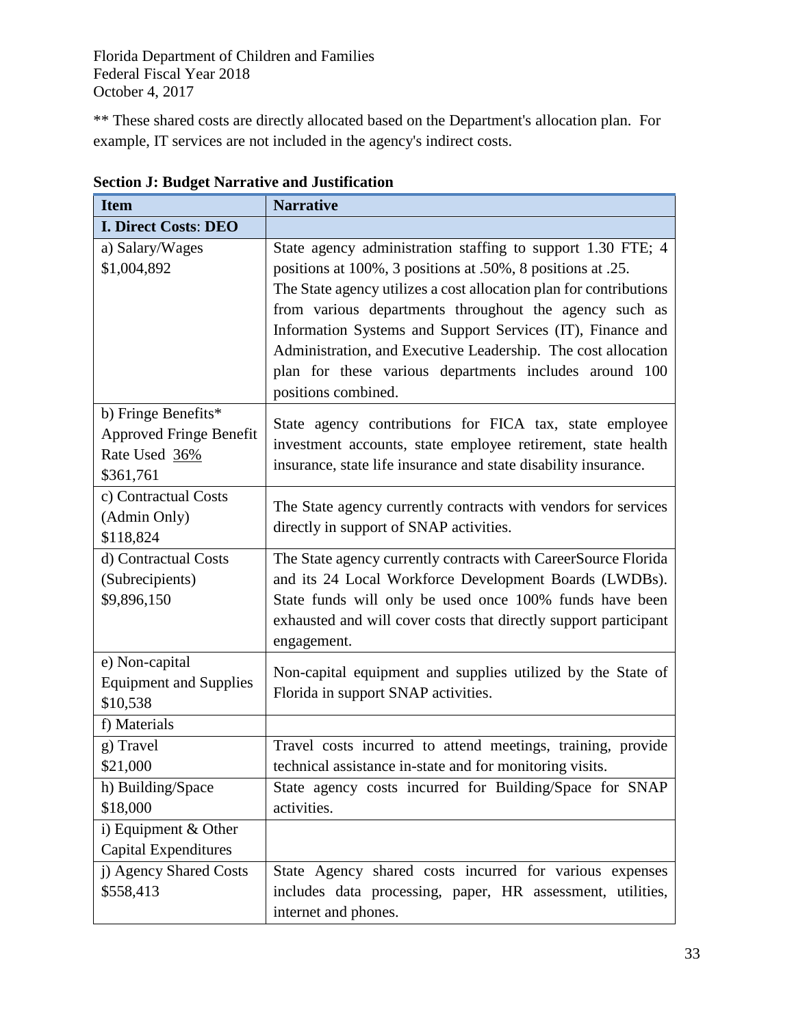Florida Department of Children and Families
Federal Fiscal Year 2018
October 4, 2017

** These shared costs are directly allocated based on the Department's allocation plan. For example, IT services are not included in the agency's indirect costs.

**Section J: Budget Narrative and Justification**

| Item | Narrative |
|---|---|
| **I. Direct Costs**: **DEO** | |
| a) Salary/Wages<br>$1,004,892 | State agency administration staffing to support 1.30 FTE; 4 positions at 100%, 3 positions at .50%, 8 positions at .25.<br>The State agency utilizes a cost allocation plan for contributions from various departments throughout the agency such as Information Systems and Support Services (IT), Finance and Administration, and Executive Leadership. The cost allocation plan for these various departments includes around 100 positions combined. |
| b) Fringe Benefits*<br>Approved Fringe Benefit Rate Used 36%<br>$361,761 | State agency contributions for FICA tax, state employee investment accounts, state employee retirement, state health insurance, state life insurance and state disability insurance. |
| c) Contractual Costs (Admin Only)<br>$118,824 | The State agency currently contracts with vendors for services directly in support of SNAP activities. |
| d) Contractual Costs (Subrecipients)<br>$9,896,150 | The State agency currently contracts with CareerSource Florida and its 24 Local Workforce Development Boards (LWDBs). State funds will only be used once 100% funds have been exhausted and will cover costs that directly support participant engagement. |
| e) Non-capital Equipment and Supplies<br>$10,538 | Non-capital equipment and supplies utilized by the State of Florida in support SNAP activities. |
| f) Materials | |
| g) Travel<br>$21,000 | Travel costs incurred to attend meetings, training, provide technical assistance in-state and for monitoring visits. |
| h) Building/Space<br>$18,000 | State agency costs incurred for Building/Space for SNAP activities. |
| i) Equipment & Other Capital Expenditures | |
| j) Agency Shared Costs<br>$558,413 | State Agency shared costs incurred for various expenses includes data processing, paper, HR assessment, utilities, internet and phones. |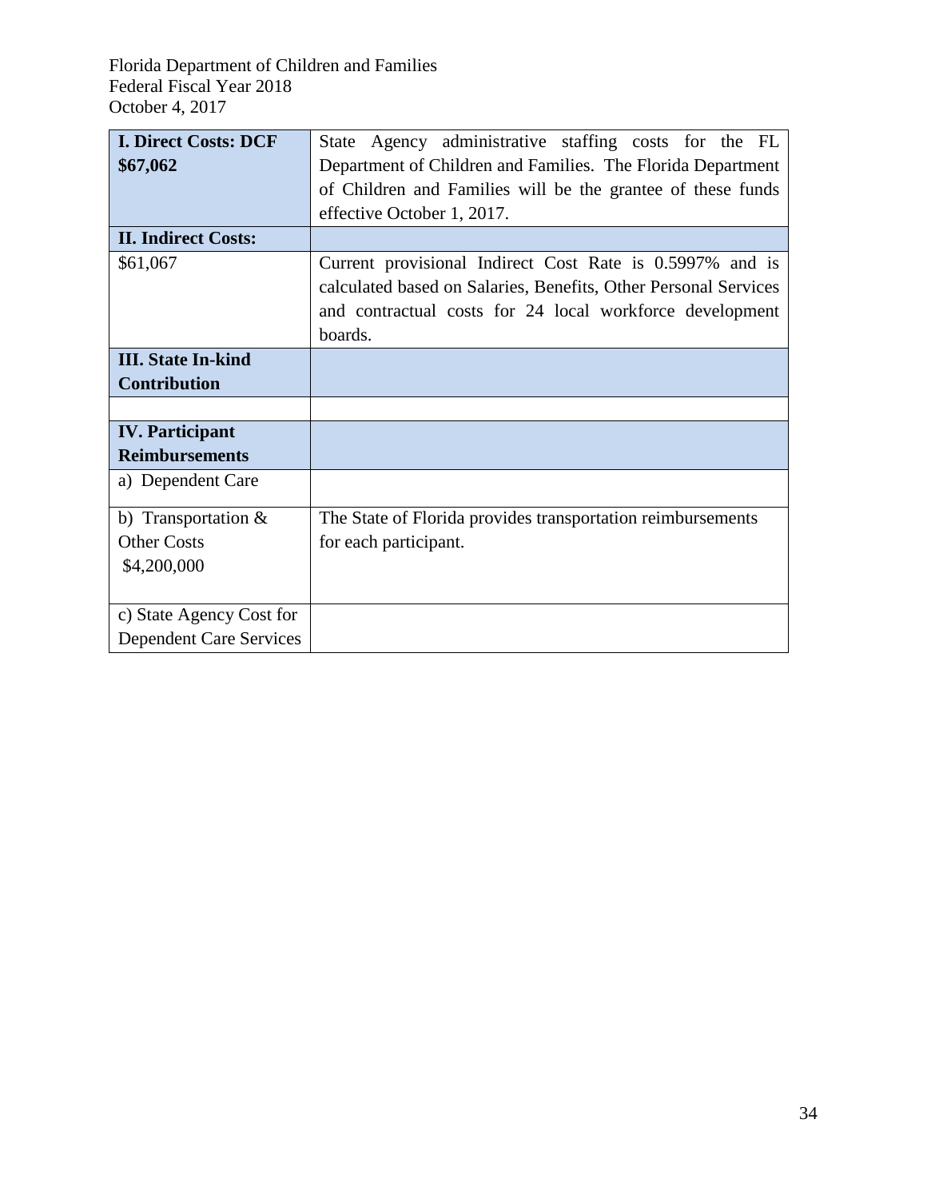Florida Department of Children and Families
Federal Fiscal Year 2018
October 4, 2017

| | |
|---|---|
| **I. Direct Costs: DCF $67,062** | State Agency administrative staffing costs for the FL Department of Children and Families. The Florida Department of Children and Families will be the grantee of these funds effective October 1, 2017. |
| **II. Indirect Costs:** | |
| $61,067 | Current provisional Indirect Cost Rate is 0.5997% and is calculated based on Salaries, Benefits, Other Personal Services and contractual costs for 24 local workforce development boards. |
| **III. State In-kind Contribution** | |
| | |
| **IV. Participant Reimbursements** | |
| a) Dependent Care | |
| b) Transportation & Other Costs $4,200,000 | The State of Florida provides transportation reimbursements for each participant. |
| c) State Agency Cost for Dependent Care Services | |